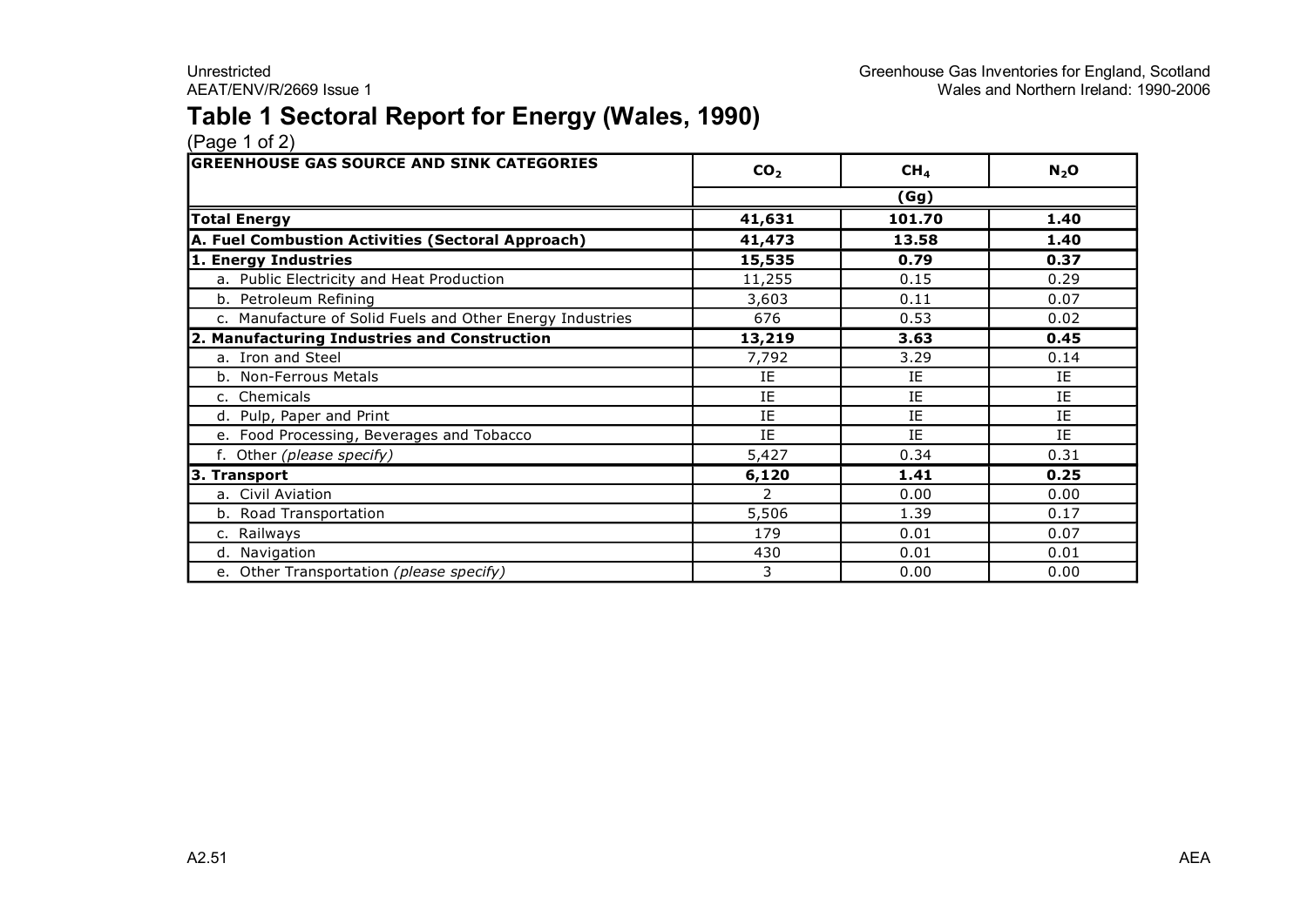# Table 1 Sectoral Report for Energy (Wales, 1990)

(Page 1 of 2)

| GREENHOUSE GAS SOURCE AND SINK CATEGORIES | $CO_2$ | $CH_4$ | $N_2O$ |
|---|---|---|---|
| | (Gg) | | |
| **Total Energy** | **41,631** | **101.70** | **1.40** |
| **A. Fuel Combustion Activities (Sectoral Approach)** | **41,473** | **13.58** | **1.40** |
| **1. Energy Industries** | **15,535** | **0.79** | **0.37** |
| a. Public Electricity and Heat Production | 11,255 | 0.15 | 0.29 |
| b. Petroleum Refining | 3,603 | 0.11 | 0.07 |
| c. Manufacture of Solid Fuels and Other Energy Industries | 676 | 0.53 | 0.02 |
| **2. Manufacturing Industries and Construction** | **13,219** | **3.63** | **0.45** |
| a. Iron and Steel | 7,792 | 3.29 | 0.14 |
| b. Non-Ferrous Metals | IE | IE | IE |
| c. Chemicals | IE | IE | IE |
| d. Pulp, Paper and Print | IE | IE | IE |
| e. Food Processing, Beverages and Tobacco | IE | IE | IE |
| f. Other *(please specify)* | 5,427 | 0.34 | 0.31 |
| **3. Transport** | **6,120** | **1.41** | **0.25** |
| a. Civil Aviation | 2 | 0.00 | 0.00 |
| b. Road Transportation | 5,506 | 1.39 | 0.17 |
| c. Railways | 179 | 0.01 | 0.07 |
| d. Navigation | 430 | 0.01 | 0.01 |
| e. Other Transportation *(please specify)* | 3 | 0.00 | 0.00 |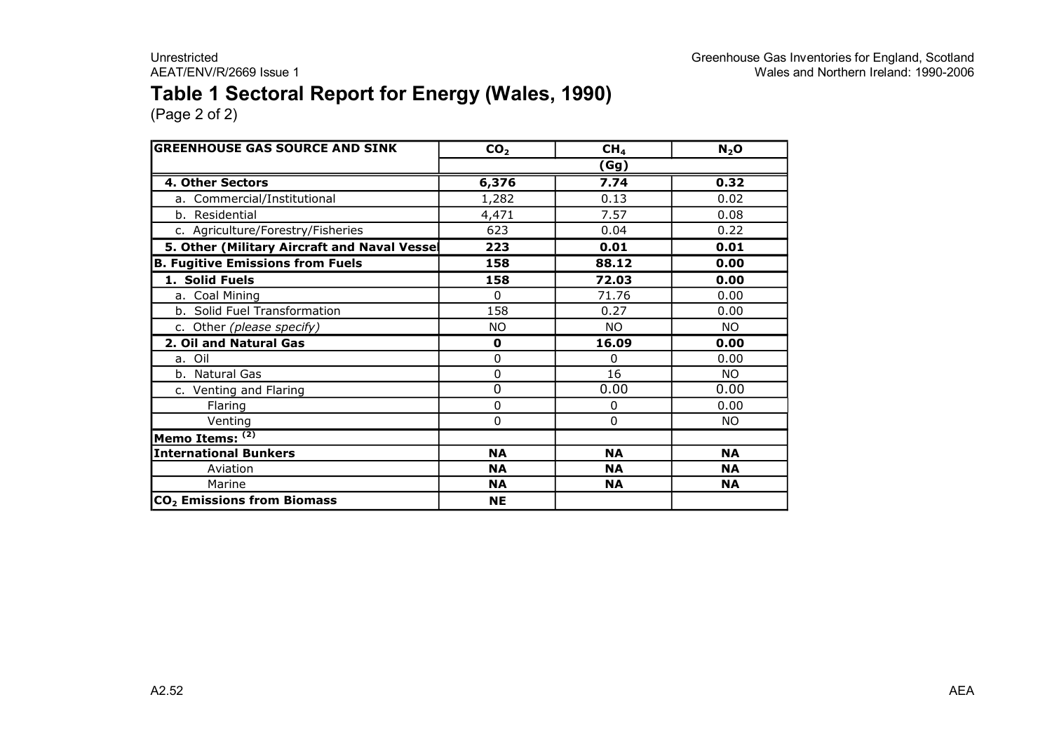# Table 1 Sectoral Report for Energy (Wales, 1990)

(Page 2 of 2)

| GREENHOUSE GAS SOURCE AND SINK | $CO_2$ | $CH_4$ | $N_2O$ |
|---|---|---|---|
| | | (Gg) | |
| **4. Other Sectors** | **6,376** | **7.74** | **0.32** |
| a. Commercial/Institutional | 1,282 | 0.13 | 0.02 |
| b. Residential | 4,471 | 7.57 | 0.08 |
| c. Agriculture/Forestry/Fisheries | 623 | 0.04 | 0.22 |
| **5. Other (Military Aircraft and Naval Vessel** | **223** | **0.01** | **0.01** |
| **B. Fugitive Emissions from Fuels** | **158** | **88.12** | **0.00** |
| **1. Solid Fuels** | **158** | **72.03** | **0.00** |
| a. Coal Mining | 0 | 71.76 | 0.00 |
| b. Solid Fuel Transformation | 158 | 0.27 | 0.00 |
| c. Other *(please specify)* | NO | NO | NO |
| **2. Oil and Natural Gas** | **0** | **16.09** | **0.00** |
| a. Oil | 0 | 0 | 0.00 |
| b. Natural Gas | 0 | 16 | NO |
| c. Venting and Flaring | 0 | 0.00 | 0.00 |
| Flaring | 0 | 0 | 0.00 |
| Venting | 0 | 0 | NO |
| **Memo Items:** [2] | | | |
| **International Bunkers** | **NA** | **NA** | **NA** |
| Aviation | **NA** | **NA** | **NA** |
| Marine | **NA** | **NA** | **NA** |
| **$CO_2$ Emissions from Biomass** | **NE** | | |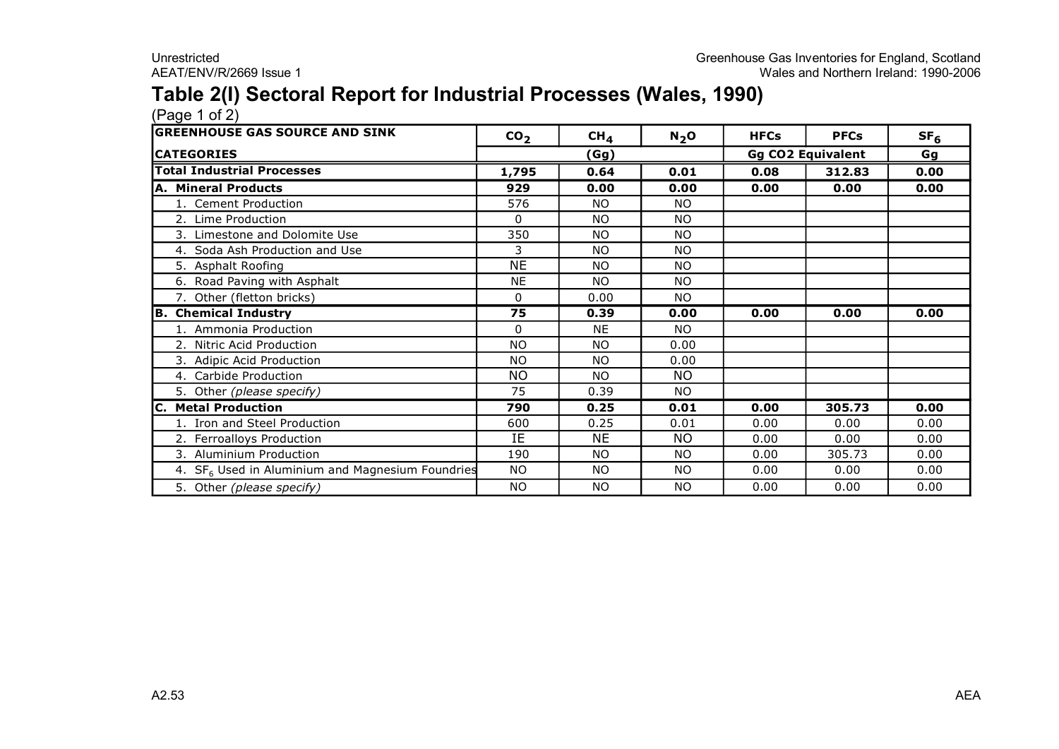## Table 2(I) Sectoral Report for Industrial Processes (Wales, 1990)

(Page 1 of 2)

| GREENHOUSE GAS SOURCE AND SINK CATEGORIES | $CO_2$ | $CH_4$ | $N_2O$ | HFCs | PFCs | $SF_6$ |
|---|---|---|---|---|---|---|
| | (Gg) | | | Gg CO2 Equivalent | | Gg |
| **Total Industrial Processes** | **1,795** | **0.64** | **0.01** | **0.08** | **312.83** | **0.00** |
| **A. Mineral Products** | **929** | **0.00** | **0.00** | **0.00** | **0.00** | **0.00** |
| 1. Cement Production | 576 | NO | NO | | | |
| 2. Lime Production | 0 | NO | NO | | | |
| 3. Limestone and Dolomite Use | 350 | NO | NO | | | |
| 4. Soda Ash Production and Use | 3 | NO | NO | | | |
| 5. Asphalt Roofing | NE | NO | NO | | | |
| 6. Road Paving with Asphalt | NE | NO | NO | | | |
| 7. Other (fletton bricks) | 0 | 0.00 | NO | | | |
| **B. Chemical Industry** | **75** | **0.39** | **0.00** | **0.00** | **0.00** | **0.00** |
| 1. Ammonia Production | 0 | NE | NO | | | |
| 2. Nitric Acid Production | NO | NO | 0.00 | | | |
| 3. Adipic Acid Production | NO | NO | 0.00 | | | |
| 4. Carbide Production | NO | NO | NO | | | |
| 5. Other *(please specify)* | 75 | 0.39 | NO | | | |
| **C. Metal Production** | **790** | **0.25** | **0.01** | **0.00** | **305.73** | **0.00** |
| 1. Iron and Steel Production | 600 | 0.25 | 0.01 | 0.00 | 0.00 | 0.00 |
| 2. Ferroalloys Production | IE | NE | NO | 0.00 | 0.00 | 0.00 |
| 3. Aluminium Production | 190 | NO | NO | 0.00 | 305.73 | 0.00 |
| 4. $SF_6$ Used in Aluminium and Magnesium Foundries | NO | NO | NO | 0.00 | 0.00 | 0.00 |
| 5. Other *(please specify)* | NO | NO | NO | 0.00 | 0.00 | 0.00 |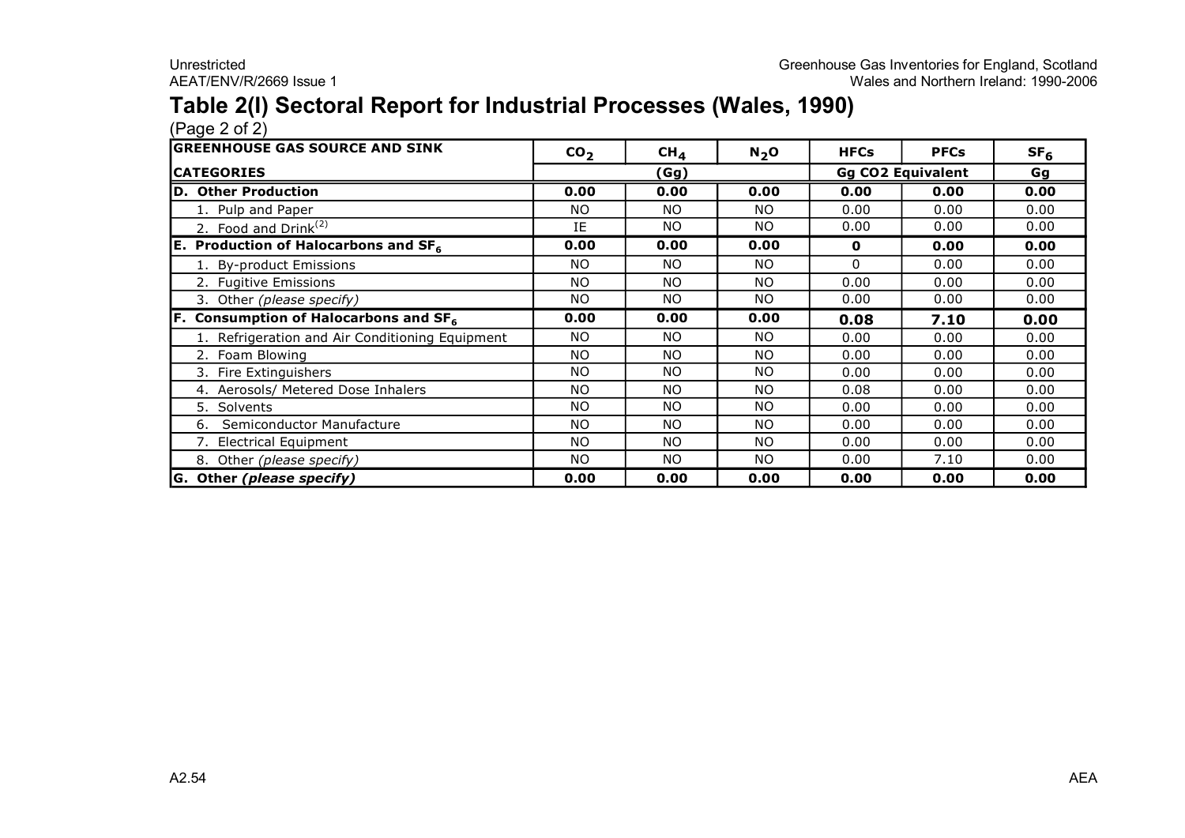## Table 2(I) Sectoral Report for Industrial Processes (Wales, 1990)

(Page 2 of 2)

| GREENHOUSE GAS SOURCE AND SINK | $CO_2$ | $CH_4$ | $N_2O$ | HFCs | PFCs | $SF_6$ |
|---|---|---|---|---|---|---|
| CATEGORIES | | (Gg) | | Gg CO2 Equivalent | | Gg |
| **D. Other Production** | **0.00** | **0.00** | **0.00** | **0.00** | **0.00** | **0.00** |
| 1. Pulp and Paper | NO | NO | NO | 0.00 | 0.00 | 0.00 |
| 2. Food and Drink[2] | IE | NO | NO | 0.00 | 0.00 | 0.00 |
| **E. Production of Halocarbons and $SF_6$** | **0.00** | **0.00** | **0.00** | **0** | **0.00** | **0.00** |
| 1. By-product Emissions | NO | NO | NO | 0 | 0.00 | 0.00 |
| 2. Fugitive Emissions | NO | NO | NO | 0.00 | 0.00 | 0.00 |
| 3. Other *(please specify)* | NO | NO | NO | 0.00 | 0.00 | 0.00 |
| **F. Consumption of Halocarbons and $SF_6$** | **0.00** | **0.00** | **0.00** | **0.08** | **7.10** | **0.00** |
| 1. Refrigeration and Air Conditioning Equipment | NO | NO | NO | 0.00 | 0.00 | 0.00 |
| 2. Foam Blowing | NO | NO | NO | 0.00 | 0.00 | 0.00 |
| 3. Fire Extinguishers | NO | NO | NO | 0.00 | 0.00 | 0.00 |
| 4. Aerosols/ Metered Dose Inhalers | NO | NO | NO | 0.08 | 0.00 | 0.00 |
| 5. Solvents | NO | NO | NO | 0.00 | 0.00 | 0.00 |
| 6. Semiconductor Manufacture | NO | NO | NO | 0.00 | 0.00 | 0.00 |
| 7. Electrical Equipment | NO | NO | NO | 0.00 | 0.00 | 0.00 |
| 8. Other *(please specify)* | NO | NO | NO | 0.00 | 7.10 | 0.00 |
| **G. Other *(please specify)*** | **0.00** | **0.00** | **0.00** | **0.00** | **0.00** | **0.00** |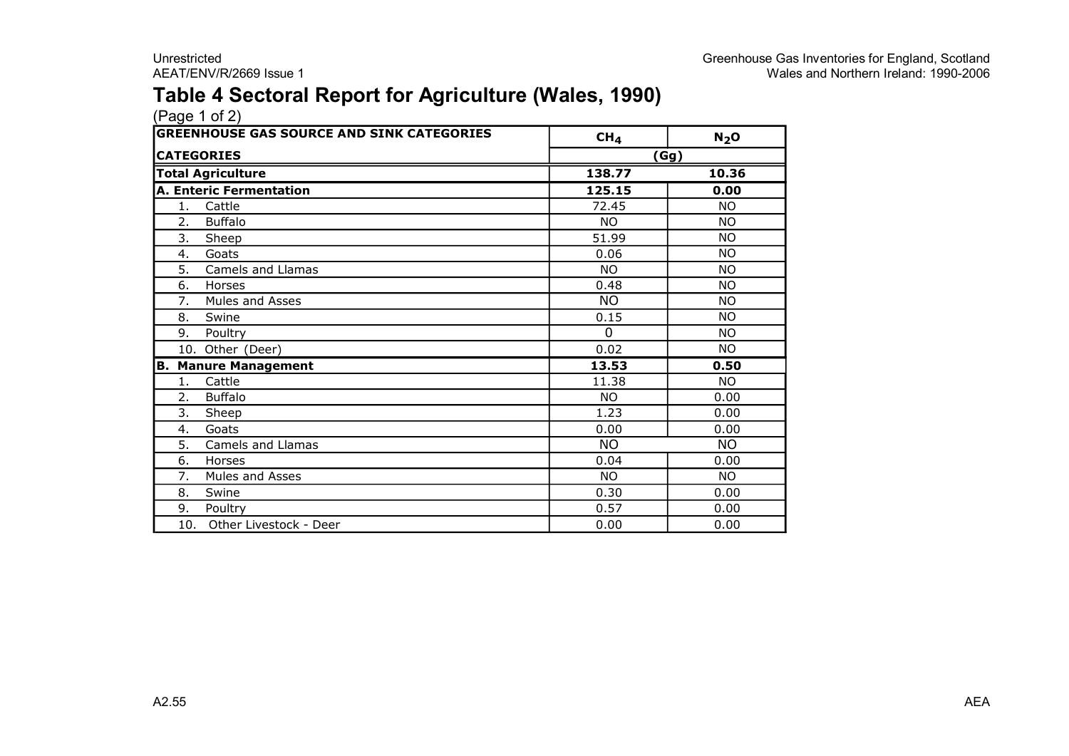# Table 4 Sectoral Report for Agriculture (Wales, 1990)

(Page 1 of 2)

| GREENHOUSE GAS SOURCE AND SINK CATEGORIES | $CH_4$ | $N_2O$ |
|---|---|---|
| CATEGORIES | (Gg) | |
| **Total Agriculture** | **138.77** | **10.36** |
| **A. Enteric Fermentation** | **125.15** | **0.00** |
| 1. Cattle | 72.45 | NO |
| 2. Buffalo | NO | NO |
| 3. Sheep | 51.99 | NO |
| 4. Goats | 0.06 | NO |
| 5. Camels and Llamas | NO | NO |
| 6. Horses | 0.48 | NO |
| 7. Mules and Asses | NO | NO |
| 8. Swine | 0.15 | NO |
| 9. Poultry | 0 | NO |
| 10. Other (Deer) | 0.02 | NO |
| **B. Manure Management** | **13.53** | **0.50** |
| 1. Cattle | 11.38 | NO |
| 2. Buffalo | NO | 0.00 |
| 3. Sheep | 1.23 | 0.00 |
| 4. Goats | 0.00 | 0.00 |
| 5. Camels and Llamas | NO | NO |
| 6. Horses | 0.04 | 0.00 |
| 7. Mules and Asses | NO | NO |
| 8. Swine | 0.30 | 0.00 |
| 9. Poultry | 0.57 | 0.00 |
| 10. Other Livestock - Deer | 0.00 | 0.00 |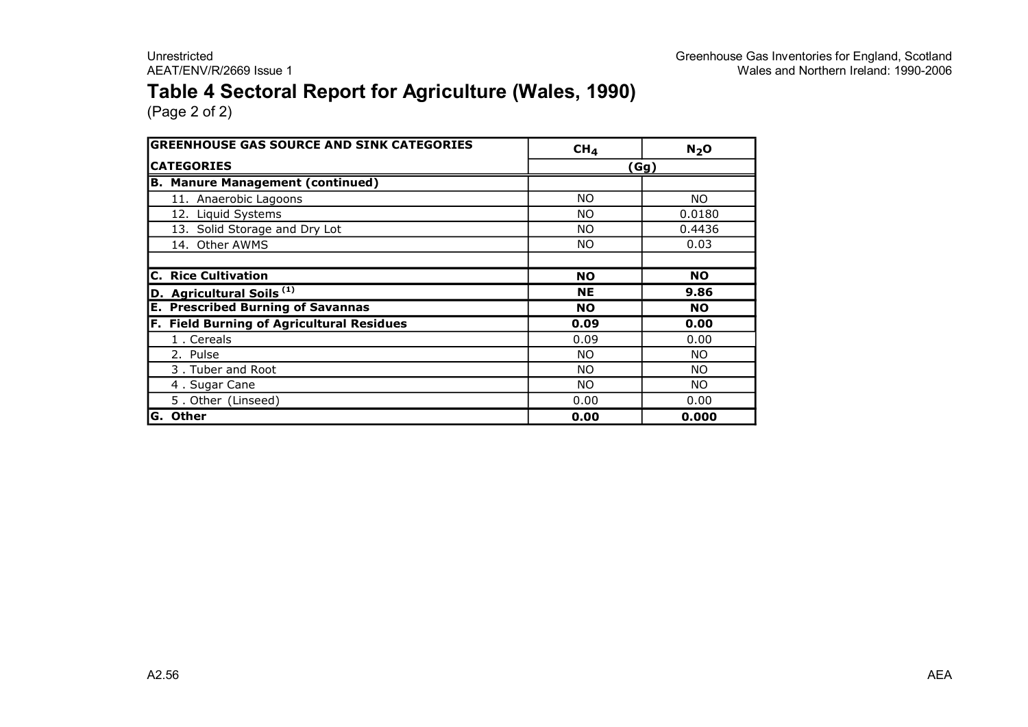# Table 4 Sectoral Report for Agriculture (Wales, 1990)

(Page 2 of 2)

| GREENHOUSE GAS SOURCE AND SINK CATEGORIES | $CH_4$ | $N_2O$ |
|---|---|---|
| **CATEGORIES** | **(Gg)** | |
| **B. Manure Management (continued)** | | |
| 11. Anaerobic Lagoons | NO | NO |
| 12. Liquid Systems | NO | 0.0180 |
| 13. Solid Storage and Dry Lot | NO | 0.4436 |
| 14. Other AWMS | NO | 0.03 |
| | | |
| **C. Rice Cultivation** | **NO** | **NO** |
| **D. Agricultural Soils** [(1)] | **NE** | **9.86** |
| **E. Prescribed Burning of Savannas** | **NO** | **NO** |
| **F. Field Burning of Agricultural Residues** | **0.09** | **0.00** |
| 1 . Cereals | 0.09 | 0.00 |
| 2. Pulse | NO | NO |
| 3 . Tuber and Root | NO | NO |
| 4 . Sugar Cane | NO | NO |
| 5 . Other (Linseed) | 0.00 | 0.00 |
| **G. Other** | **0.00** | **0.000** |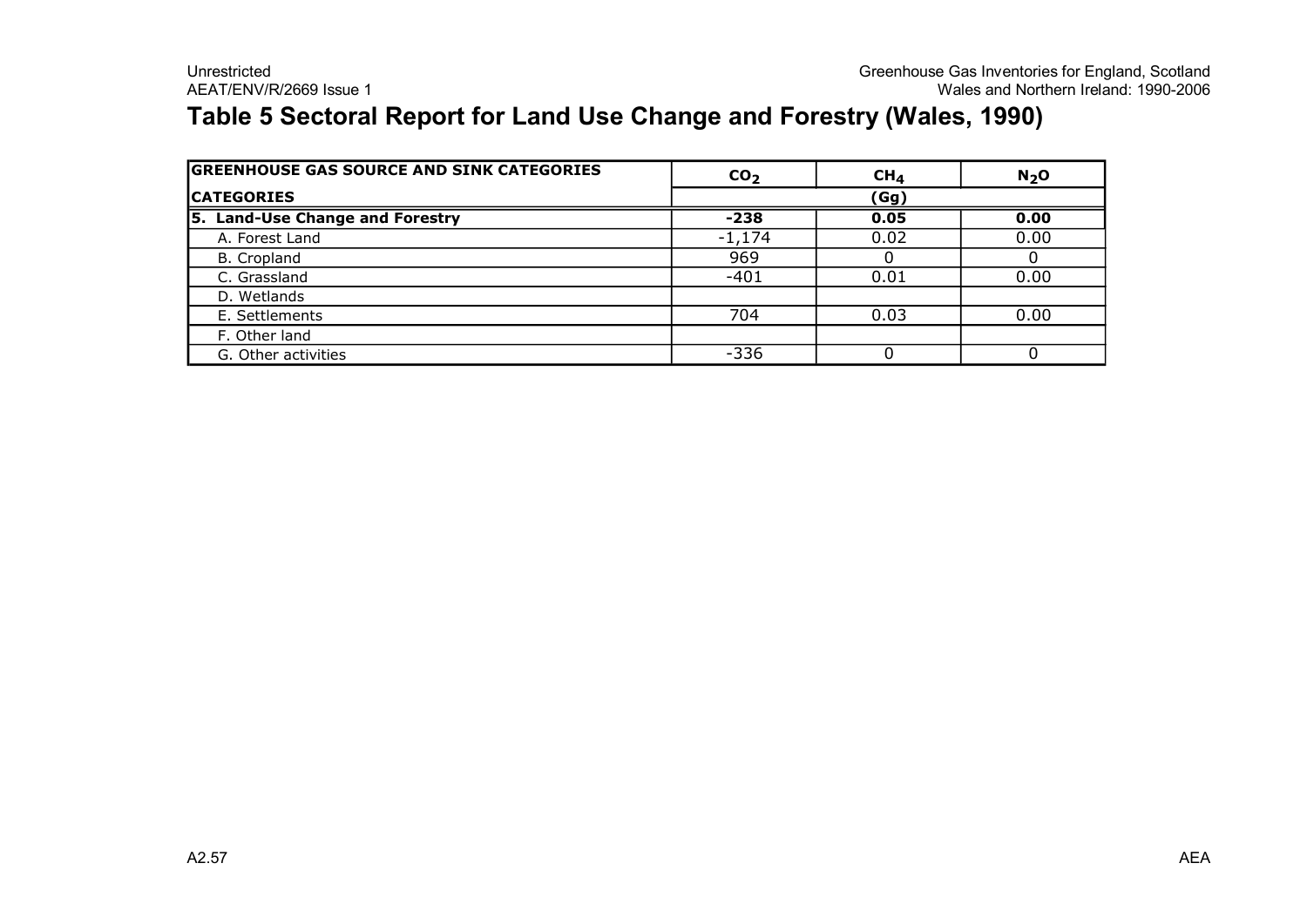# Table 5 Sectoral Report for Land Use Change and Forestry (Wales, 1990)

| GREENHOUSE GAS SOURCE AND SINK CATEGORIES | $CO_2$ | $CH_4$ | $N_2O$ |
|---|---|---|---|
| **CATEGORIES** | **(Gg)** | | |
| **5. Land-Use Change and Forestry** | **-238** | **0.05** | **0.00** |
| A. Forest Land | -1,174 | 0.02 | 0.00 |
| B. Cropland | 969 | 0 | 0 |
| C. Grassland | -401 | 0.01 | 0.00 |
| D. Wetlands | | | |
| E. Settlements | 704 | 0.03 | 0.00 |
| F. Other land | | | |
| G. Other activities | -336 | 0 | 0 |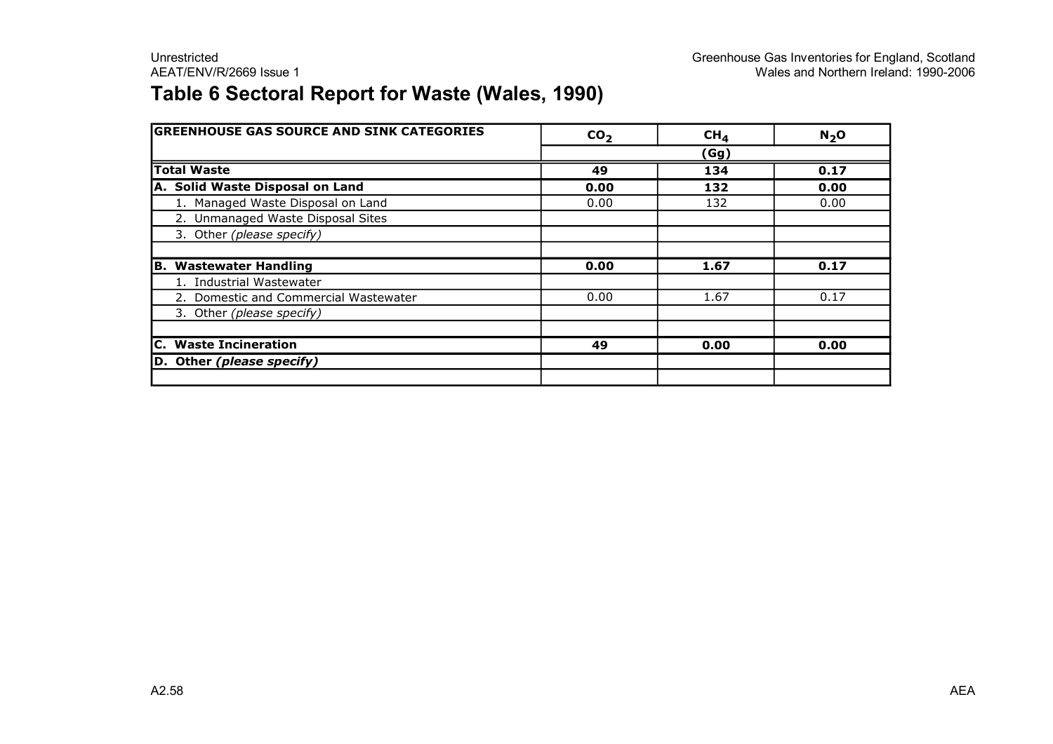## Table 6 Sectoral Report for Waste (Wales, 1990)

| GREENHOUSE GAS SOURCE AND SINK CATEGORIES | $CO_2$ | $CH_4$ | $N_2O$ |
|---|---|---|---|
| | | (Gg) | |
| **Total Waste** | **49** | **134** | **0.17** |
| **A. Solid Waste Disposal on Land** | **0.00** | **132** | **0.00** |
| 1. Managed Waste Disposal on Land | 0.00 | 132 | 0.00 |
| 2. Unmanaged Waste Disposal Sites | | | |
| 3. Other *(please specify)* | | | |
| | | | |
| **B. Wastewater Handling** | **0.00** | **1.67** | **0.17** |
| 1. Industrial Wastewater | | | |
| 2. Domestic and Commercial Wastewater | 0.00 | 1.67 | 0.17 |
| 3. Other *(please specify)* | | | |
| | | | |
| **C. Waste Incineration** | **49** | **0.00** | **0.00** |
| **D. Other *(please specify)*** | | | |
| | | | |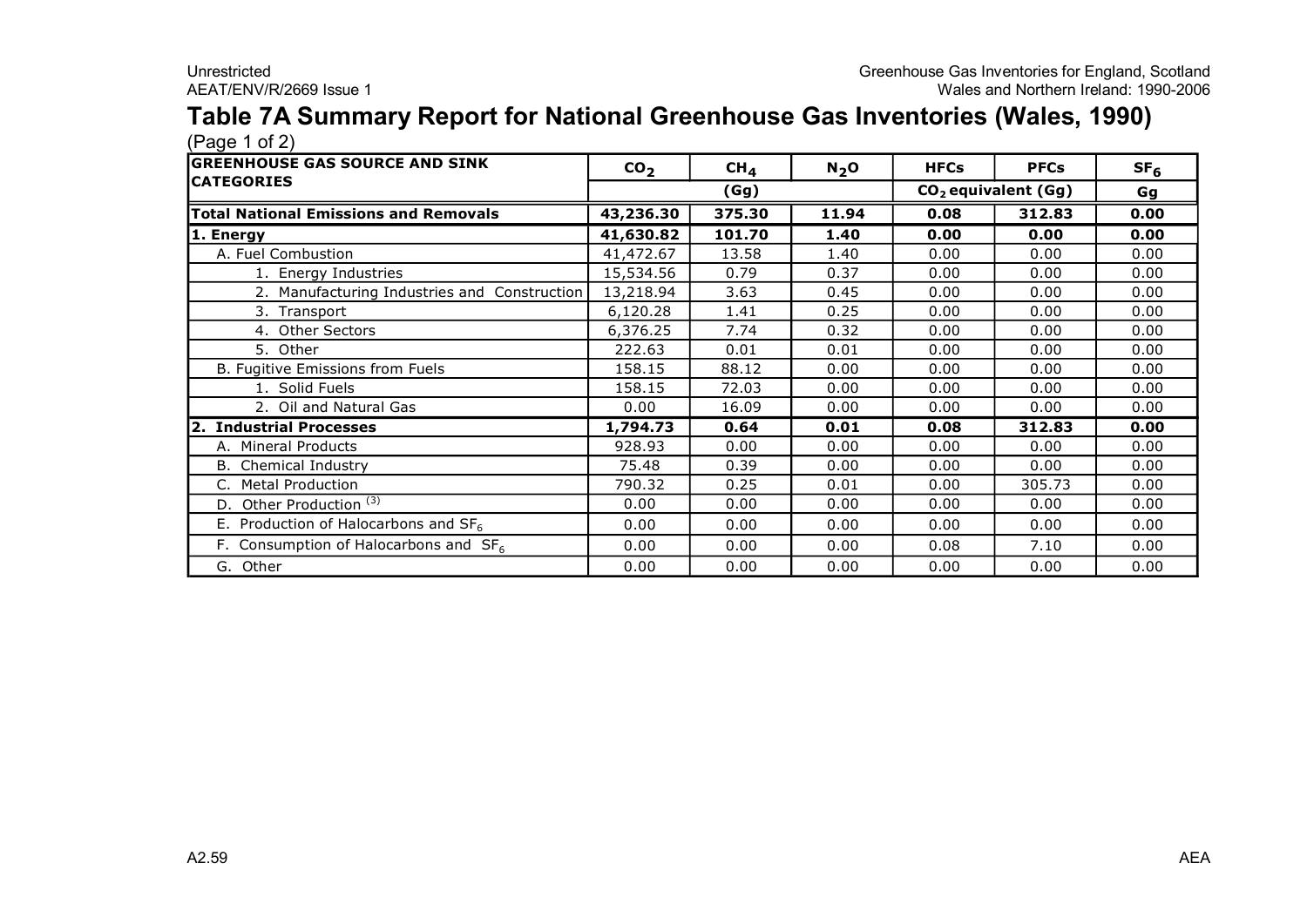# Table 7A Summary Report for National Greenhouse Gas Inventories (Wales, 1990)

(Page 1 of 2)

| GREENHOUSE GAS SOURCE AND SINK CATEGORIES | $CO_2$ | $CH_4$ | $N_2O$ | HFCs | PFCs | $SF_6$ |
|---|---|---|---|---|---|---|
| | (Gg) | | | $CO_2$ equivalent (Gg) | | Gg |
| **Total National Emissions and Removals** | **43,236.30** | **375.30** | **11.94** | **0.08** | **312.83** | **0.00** |
| **1. Energy** | **41,630.82** | **101.70** | **1.40** | **0.00** | **0.00** | **0.00** |
| A. Fuel Combustion | 41,472.67 | 13.58 | 1.40 | 0.00 | 0.00 | 0.00 |
| 1. Energy Industries | 15,534.56 | 0.79 | 0.37 | 0.00 | 0.00 | 0.00 |
| 2. Manufacturing Industries and Construction | 13,218.94 | 3.63 | 0.45 | 0.00 | 0.00 | 0.00 |
| 3. Transport | 6,120.28 | 1.41 | 0.25 | 0.00 | 0.00 | 0.00 |
| 4. Other Sectors | 6,376.25 | 7.74 | 0.32 | 0.00 | 0.00 | 0.00 |
| 5. Other | 222.63 | 0.01 | 0.01 | 0.00 | 0.00 | 0.00 |
| B. Fugitive Emissions from Fuels | 158.15 | 88.12 | 0.00 | 0.00 | 0.00 | 0.00 |
| 1. Solid Fuels | 158.15 | 72.03 | 0.00 | 0.00 | 0.00 | 0.00 |
| 2. Oil and Natural Gas | 0.00 | 16.09 | 0.00 | 0.00 | 0.00 | 0.00 |
| **2. Industrial Processes** | **1,794.73** | **0.64** | **0.01** | **0.08** | **312.83** | **0.00** |
| A. Mineral Products | 928.93 | 0.00 | 0.00 | 0.00 | 0.00 | 0.00 |
| B. Chemical Industry | 75.48 | 0.39 | 0.00 | 0.00 | 0.00 | 0.00 |
| C. Metal Production | 790.32 | 0.25 | 0.01 | 0.00 | 305.73 | 0.00 |
| D. Other Production [3] | 0.00 | 0.00 | 0.00 | 0.00 | 0.00 | 0.00 |
| E. Production of Halocarbons and $SF_6$ | 0.00 | 0.00 | 0.00 | 0.00 | 0.00 | 0.00 |
| F. Consumption of Halocarbons and $SF_6$ | 0.00 | 0.00 | 0.00 | 0.08 | 7.10 | 0.00 |
| G. Other | 0.00 | 0.00 | 0.00 | 0.00 | 0.00 | 0.00 |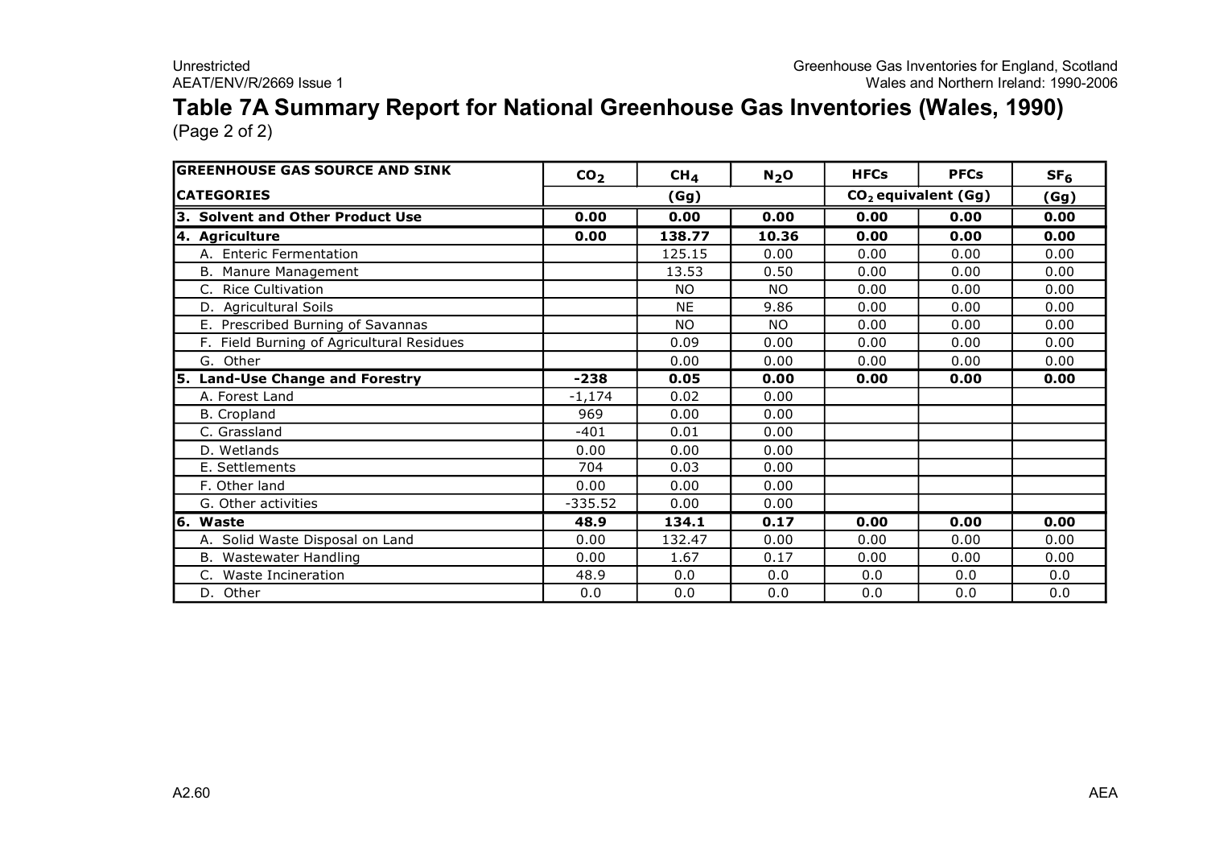# Table 7A Summary Report for National Greenhouse Gas Inventories (Wales, 1990)

(Page 2 of 2)

| GREENHOUSE GAS SOURCE AND SINK CATEGORIES | $CO_2$ | $CH_4$ | $N_2O$ | HFCs | PFCs | $SF_6$ |
|---|---|---|---|---|---|---|
| | (Gg) | | | $CO_2$ equivalent (Gg) | | (Gg) |
| **3. Solvent and Other Product Use** | **0.00** | **0.00** | **0.00** | **0.00** | **0.00** | **0.00** |
| **4. Agriculture** | **0.00** | **138.77** | **10.36** | **0.00** | **0.00** | **0.00** |
| A. Enteric Fermentation | | 125.15 | 0.00 | 0.00 | 0.00 | 0.00 |
| B. Manure Management | | 13.53 | 0.50 | 0.00 | 0.00 | 0.00 |
| C. Rice Cultivation | | NO | NO | 0.00 | 0.00 | 0.00 |
| D. Agricultural Soils | | NE | 9.86 | 0.00 | 0.00 | 0.00 |
| E. Prescribed Burning of Savannas | | NO | NO | 0.00 | 0.00 | 0.00 |
| F. Field Burning of Agricultural Residues | | 0.09 | 0.00 | 0.00 | 0.00 | 0.00 |
| G. Other | | 0.00 | 0.00 | 0.00 | 0.00 | 0.00 |
| **5. Land-Use Change and Forestry** | **-238** | **0.05** | **0.00** | **0.00** | **0.00** | **0.00** |
| A. Forest Land | -1,174 | 0.02 | 0.00 | | | |
| B. Cropland | 969 | 0.00 | 0.00 | | | |
| C. Grassland | -401 | 0.01 | 0.00 | | | |
| D. Wetlands | 0.00 | 0.00 | 0.00 | | | |
| E. Settlements | 704 | 0.03 | 0.00 | | | |
| F. Other land | 0.00 | 0.00 | 0.00 | | | |
| G. Other activities | -335.52 | 0.00 | 0.00 | | | |
| **6. Waste** | **48.9** | **134.1** | **0.17** | **0.00** | **0.00** | **0.00** |
| A. Solid Waste Disposal on Land | 0.00 | 132.47 | 0.00 | 0.00 | 0.00 | 0.00 |
| B. Wastewater Handling | 0.00 | 1.67 | 0.17 | 0.00 | 0.00 | 0.00 |
| C. Waste Incineration | 48.9 | 0.0 | 0.0 | 0.0 | 0.0 | 0.0 |
| D. Other | 0.0 | 0.0 | 0.0 | 0.0 | 0.0 | 0.0 |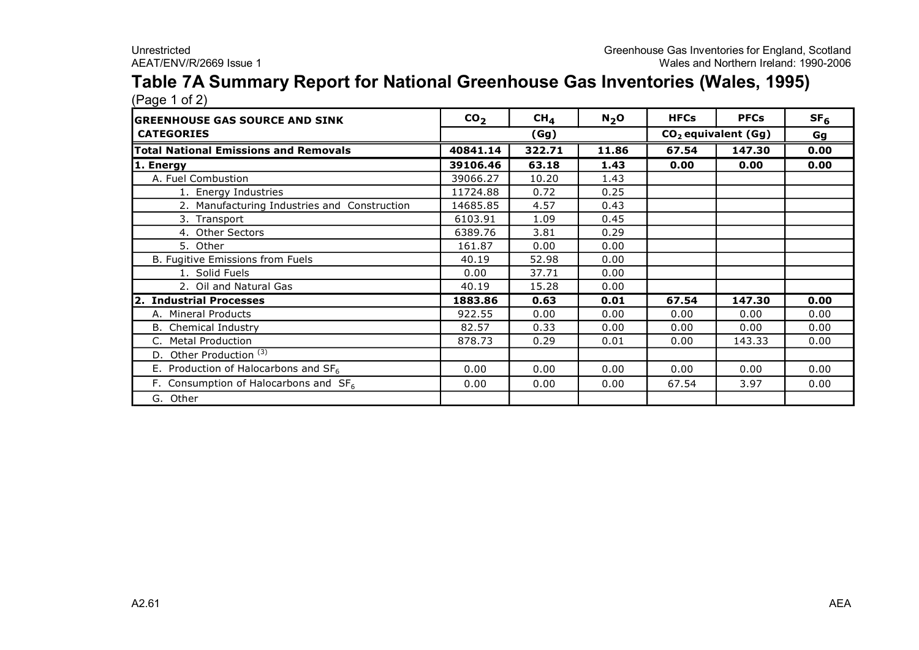# Table 7A Summary Report for National Greenhouse Gas Inventories (Wales, 1995)

(Page 1 of 2)

| GREENHOUSE GAS SOURCE AND SINK CATEGORIES | $CO_2$ | $CH_4$ | $N_2O$ | HFCs | PFCs | $SF_6$ |
|---|---|---|---|---|---|---|
| | (Gg) | | | $CO_2$ equivalent (Gg) | | Gg |
| **Total National Emissions and Removals** | **40841.14** | **322.71** | **11.86** | **67.54** | **147.30** | **0.00** |
| **1. Energy** | **39106.46** | **63.18** | **1.43** | **0.00** | **0.00** | **0.00** |
| A. Fuel Combustion | 39066.27 | 10.20 | 1.43 | | | |
| 1. Energy Industries | 11724.88 | 0.72 | 0.25 | | | |
| 2. Manufacturing Industries and Construction | 14685.85 | 4.57 | 0.43 | | | |
| 3. Transport | 6103.91 | 1.09 | 0.45 | | | |
| 4. Other Sectors | 6389.76 | 3.81 | 0.29 | | | |
| 5. Other | 161.87 | 0.00 | 0.00 | | | |
| B. Fugitive Emissions from Fuels | 40.19 | 52.98 | 0.00 | | | |
| 1. Solid Fuels | 0.00 | 37.71 | 0.00 | | | |
| 2. Oil and Natural Gas | 40.19 | 15.28 | 0.00 | | | |
| **2. Industrial Processes** | **1883.86** | **0.63** | **0.01** | **67.54** | **147.30** | **0.00** |
| A. Mineral Products | 922.55 | 0.00 | 0.00 | 0.00 | 0.00 | 0.00 |
| B. Chemical Industry | 82.57 | 0.33 | 0.00 | 0.00 | 0.00 | 0.00 |
| C. Metal Production | 878.73 | 0.29 | 0.01 | 0.00 | 143.33 | 0.00 |
| D. Other Production [(3)] | | | | | | |
| E. Production of Halocarbons and $SF_6$ | 0.00 | 0.00 | 0.00 | 0.00 | 0.00 | 0.00 |
| F. Consumption of Halocarbons and $SF_6$ | 0.00 | 0.00 | 0.00 | 67.54 | 3.97 | 0.00 |
| G. Other | | | | | | |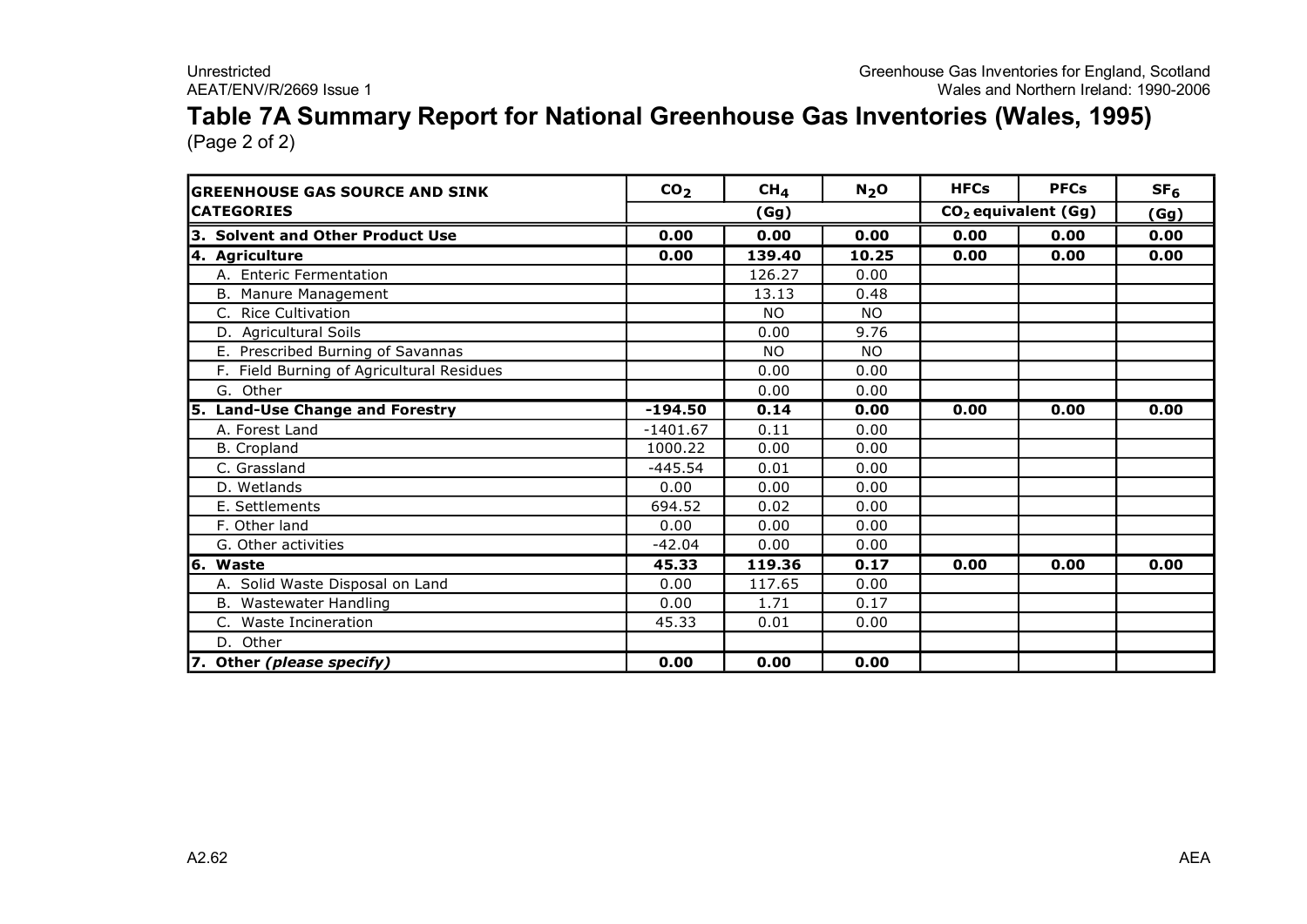# Table 7A Summary Report for National Greenhouse Gas Inventories (Wales, 1995)

(Page 2 of 2)

| GREENHOUSE GAS SOURCE AND SINK CATEGORIES | $CO_2$ | $CH_4$ | $N_2O$ | HFCs | PFCs | $SF_6$ |
|---|---|---|---|---|---|---|
| | (Gg) | | | $CO_2$ equivalent (Gg) | | (Gg) |
| **3. Solvent and Other Product Use** | **0.00** | **0.00** | **0.00** | **0.00** | **0.00** | **0.00** |
| **4. Agriculture** | **0.00** | **139.40** | **10.25** | **0.00** | **0.00** | **0.00** |
| A. Enteric Fermentation | | 126.27 | 0.00 | | | |
| B. Manure Management | | 13.13 | 0.48 | | | |
| C. Rice Cultivation | | NO | NO | | | |
| D. Agricultural Soils | | 0.00 | 9.76 | | | |
| E. Prescribed Burning of Savannas | | NO | NO | | | |
| F. Field Burning of Agricultural Residues | | 0.00 | 0.00 | | | |
| G. Other | | 0.00 | 0.00 | | | |
| **5. Land-Use Change and Forestry** | **-194.50** | **0.14** | **0.00** | **0.00** | **0.00** | **0.00** |
| A. Forest Land | -1401.67 | 0.11 | 0.00 | | | |
| B. Cropland | 1000.22 | 0.00 | 0.00 | | | |
| C. Grassland | -445.54 | 0.01 | 0.00 | | | |
| D. Wetlands | 0.00 | 0.00 | 0.00 | | | |
| E. Settlements | 694.52 | 0.02 | 0.00 | | | |
| F. Other land | 0.00 | 0.00 | 0.00 | | | |
| G. Other activities | -42.04 | 0.00 | 0.00 | | | |
| **6. Waste** | **45.33** | **119.36** | **0.17** | **0.00** | **0.00** | **0.00** |
| A. Solid Waste Disposal on Land | 0.00 | 117.65 | 0.00 | | | |
| B. Wastewater Handling | 0.00 | 1.71 | 0.17 | | | |
| C. Waste Incineration | 45.33 | 0.01 | 0.00 | | | |
| D. Other | | | | | | |
| **7. Other *(please specify)*** | **0.00** | **0.00** | **0.00** | | | |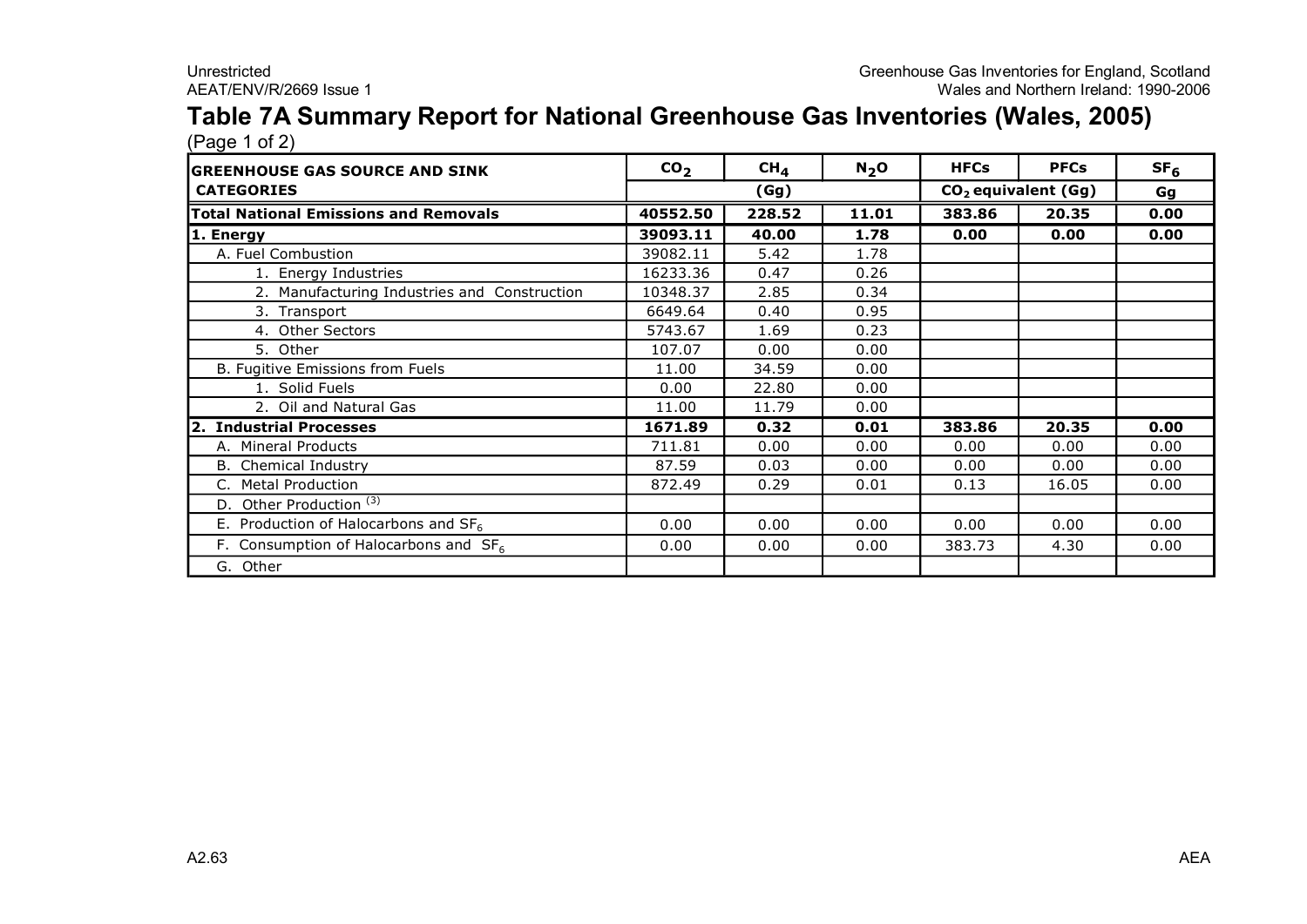# Table 7A Summary Report for National Greenhouse Gas Inventories (Wales, 2005)

(Page 1 of 2)

| GREENHOUSE GAS SOURCE AND SINK CATEGORIES | $CO_2$ | $CH_4$ | $N_2O$ | HFCs | PFCs | $SF_6$ |
|---|---|---|---|---|---|---|
| | (Gg) | | | $CO_2$ equivalent (Gg) | | Gg |
| **Total National Emissions and Removals** | **40552.50** | **228.52** | **11.01** | **383.86** | **20.35** | **0.00** |
| **1. Energy** | **39093.11** | **40.00** | **1.78** | **0.00** | **0.00** | **0.00** |
| A. Fuel Combustion | 39082.11 | 5.42 | 1.78 | | | |
| 1. Energy Industries | 16233.36 | 0.47 | 0.26 | | | |
| 2. Manufacturing Industries and Construction | 10348.37 | 2.85 | 0.34 | | | |
| 3. Transport | 6649.64 | 0.40 | 0.95 | | | |
| 4. Other Sectors | 5743.67 | 1.69 | 0.23 | | | |
| 5. Other | 107.07 | 0.00 | 0.00 | | | |
| B. Fugitive Emissions from Fuels | 11.00 | 34.59 | 0.00 | | | |
| 1. Solid Fuels | 0.00 | 22.80 | 0.00 | | | |
| 2. Oil and Natural Gas | 11.00 | 11.79 | 0.00 | | | |
| **2. Industrial Processes** | **1671.89** | **0.32** | **0.01** | **383.86** | **20.35** | **0.00** |
| A. Mineral Products | 711.81 | 0.00 | 0.00 | 0.00 | 0.00 | 0.00 |
| B. Chemical Industry | 87.59 | 0.03 | 0.00 | 0.00 | 0.00 | 0.00 |
| C. Metal Production | 872.49 | 0.29 | 0.01 | 0.13 | 16.05 | 0.00 |
| D. Other Production [3] | | | | | | |
| E. Production of Halocarbons and $SF_6$ | 0.00 | 0.00 | 0.00 | 0.00 | 0.00 | 0.00 |
| F. Consumption of Halocarbons and $SF_6$ | 0.00 | 0.00 | 0.00 | 383.73 | 4.30 | 0.00 |
| G. Other | | | | | | |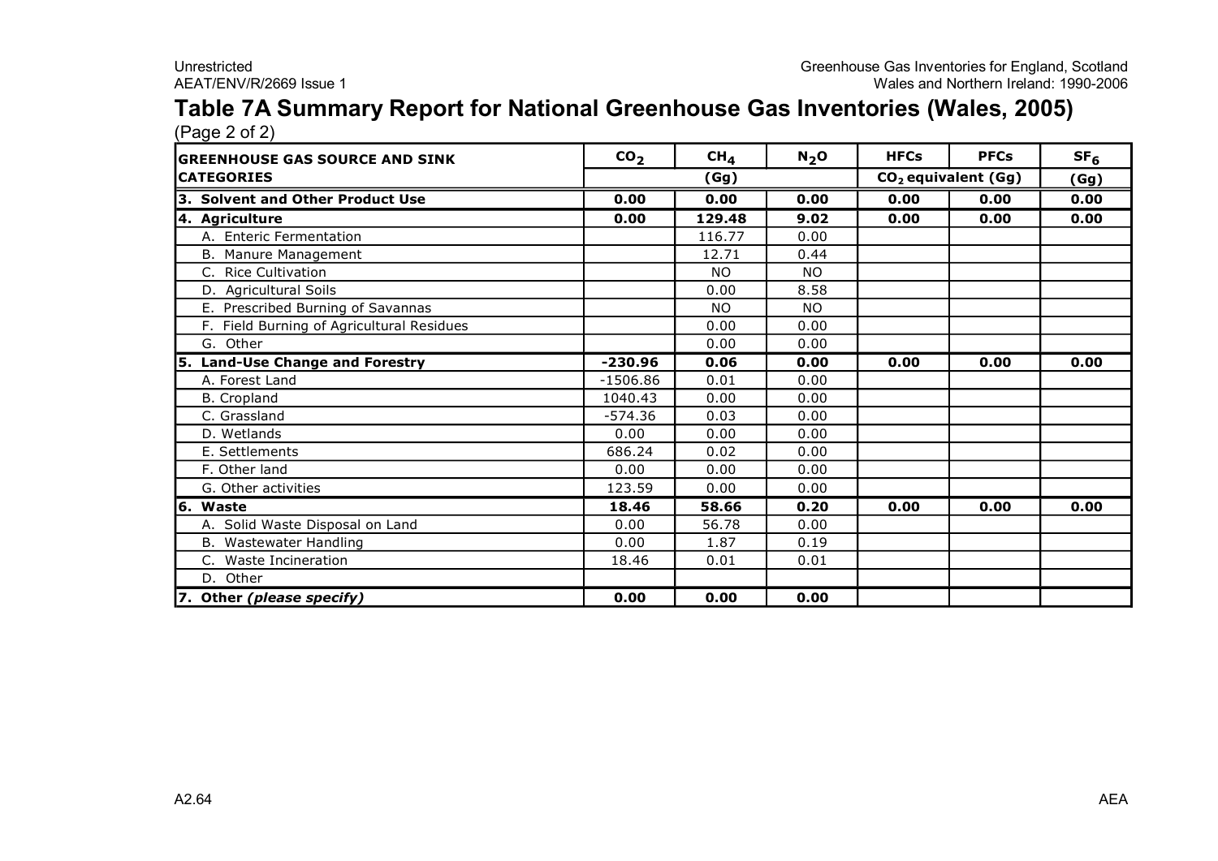# Table 7A Summary Report for National Greenhouse Gas Inventories (Wales, 2005)

(Page 2 of 2)

| GREENHOUSE GAS SOURCE AND SINK CATEGORIES | $CO_2$ | $CH_4$ | $N_2O$ | HFCs | PFCs | $SF_6$ |
|---|---|---|---|---|---|---|
| | (Gg) | | | $CO_2$ equivalent (Gg) | | (Gg) |
| **3. Solvent and Other Product Use** | **0.00** | **0.00** | **0.00** | **0.00** | **0.00** | **0.00** |
| **4. Agriculture** | **0.00** | **129.48** | **9.02** | **0.00** | **0.00** | **0.00** |
| A. Enteric Fermentation | | 116.77 | 0.00 | | | |
| B. Manure Management | | 12.71 | 0.44 | | | |
| C. Rice Cultivation | | NO | NO | | | |
| D. Agricultural Soils | | 0.00 | 8.58 | | | |
| E. Prescribed Burning of Savannas | | NO | NO | | | |
| F. Field Burning of Agricultural Residues | | 0.00 | 0.00 | | | |
| G. Other | | 0.00 | 0.00 | | | |
| **5. Land-Use Change and Forestry** | **-230.96** | **0.06** | **0.00** | **0.00** | **0.00** | **0.00** |
| A. Forest Land | -1506.86 | 0.01 | 0.00 | | | |
| B. Cropland | 1040.43 | 0.00 | 0.00 | | | |
| C. Grassland | -574.36 | 0.03 | 0.00 | | | |
| D. Wetlands | 0.00 | 0.00 | 0.00 | | | |
| E. Settlements | 686.24 | 0.02 | 0.00 | | | |
| F. Other land | 0.00 | 0.00 | 0.00 | | | |
| G. Other activities | 123.59 | 0.00 | 0.00 | | | |
| **6. Waste** | **18.46** | **58.66** | **0.20** | **0.00** | **0.00** | **0.00** |
| A. Solid Waste Disposal on Land | 0.00 | 56.78 | 0.00 | | | |
| B. Wastewater Handling | 0.00 | 1.87 | 0.19 | | | |
| C. Waste Incineration | 18.46 | 0.01 | 0.01 | | | |
| D. Other | | | | | | |
| **7. Other *(please specify)*** | **0.00** | **0.00** | **0.00** | | | |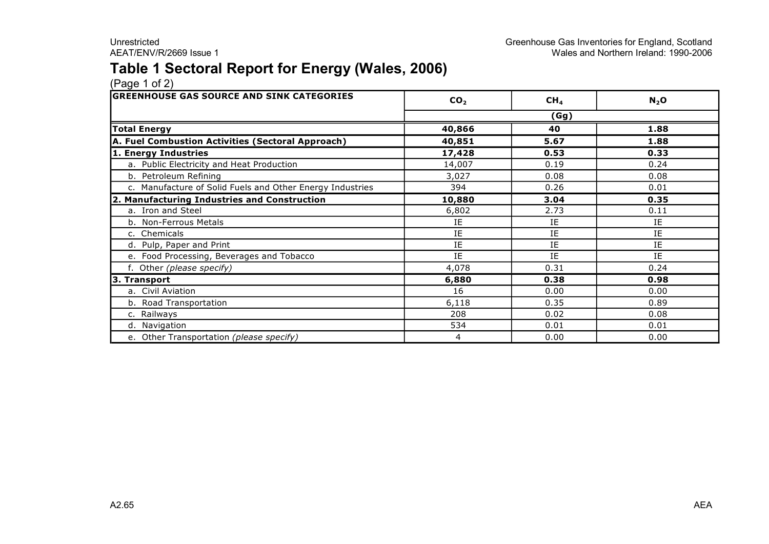# Table 1 Sectoral Report for Energy (Wales, 2006)

(Page 1 of 2)

| GREENHOUSE GAS SOURCE AND SINK CATEGORIES | $CO_2$ | $CH_4$ | $N_2O$ |
|---|---|---|---|
| | (Gg) | | |
| **Total Energy** | **40,866** | **40** | **1.88** |
| **A. Fuel Combustion Activities (Sectoral Approach)** | **40,851** | **5.67** | **1.88** |
| **1. Energy Industries** | **17,428** | **0.53** | **0.33** |
| a. Public Electricity and Heat Production | 14,007 | 0.19 | 0.24 |
| b. Petroleum Refining | 3,027 | 0.08 | 0.08 |
| c. Manufacture of Solid Fuels and Other Energy Industries | 394 | 0.26 | 0.01 |
| **2. Manufacturing Industries and Construction** | **10,880** | **3.04** | **0.35** |
| a. Iron and Steel | 6,802 | 2.73 | 0.11 |
| b. Non-Ferrous Metals | IE | IE | IE |
| c. Chemicals | IE | IE | IE |
| d. Pulp, Paper and Print | IE | IE | IE |
| e. Food Processing, Beverages and Tobacco | IE | IE | IE |
| f. Other *(please specify)* | 4,078 | 0.31 | 0.24 |
| **3. Transport** | **6,880** | **0.38** | **0.98** |
| a. Civil Aviation | 16 | 0.00 | 0.00 |
| b. Road Transportation | 6,118 | 0.35 | 0.89 |
| c. Railways | 208 | 0.02 | 0.08 |
| d. Navigation | 534 | 0.01 | 0.01 |
| e. Other Transportation *(please specify)* | 4 | 0.00 | 0.00 |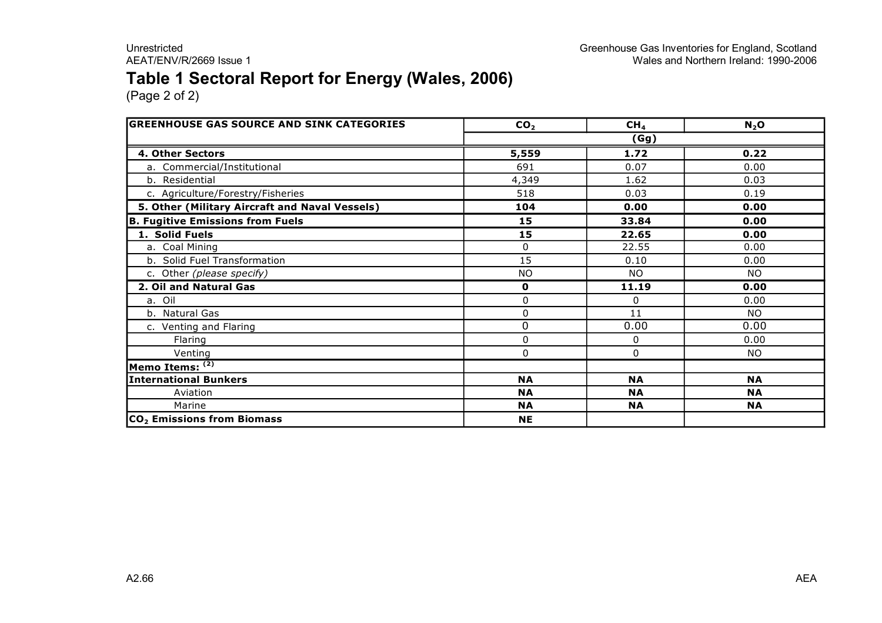# Table 1 Sectoral Report for Energy (Wales, 2006)

(Page 2 of 2)

| GREENHOUSE GAS SOURCE AND SINK CATEGORIES | $CO_2$ | $CH_4$ | $N_2O$ |
|---|---|---|---|
| | | (Gg) | |
| **4. Other Sectors** | **5,559** | **1.72** | **0.22** |
| a. Commercial/Institutional | 691 | 0.07 | 0.00 |
| b. Residential | 4,349 | 1.62 | 0.03 |
| c. Agriculture/Forestry/Fisheries | 518 | 0.03 | 0.19 |
| **5. Other (Military Aircraft and Naval Vessels)** | **104** | **0.00** | **0.00** |
| **B. Fugitive Emissions from Fuels** | **15** | **33.84** | **0.00** |
| **1. Solid Fuels** | **15** | **22.65** | **0.00** |
| a. Coal Mining | 0 | 22.55 | 0.00 |
| b. Solid Fuel Transformation | 15 | 0.10 | 0.00 |
| c. Other *(please specify)* | NO | NO | NO |
| **2. Oil and Natural Gas** | **0** | **11.19** | **0.00** |
| a. Oil | 0 | 0 | 0.00 |
| b. Natural Gas | 0 | 11 | NO |
| c. Venting and Flaring | 0 | 0.00 | 0.00 |
| Flaring | 0 | 0 | 0.00 |
| Venting | 0 | 0 | NO |
| **Memo Items: (2)** | | | |
| **International Bunkers** | **NA** | **NA** | **NA** |
| Aviation | **NA** | **NA** | **NA** |
| Marine | **NA** | **NA** | **NA** |
| **$CO_2$ Emissions from Biomass** | **NE** | | |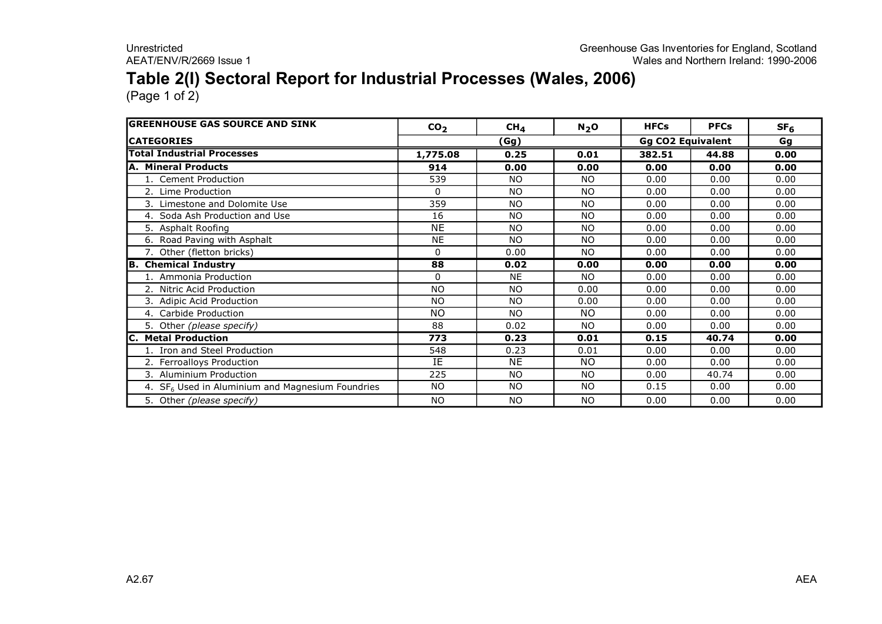# Table 2(I) Sectoral Report for Industrial Processes (Wales, 2006)

(Page 1 of 2)

| GREENHOUSE GAS SOURCE AND SINK | $CO_2$ | $CH_4$ | $N_2O$ | HFCs | PFCs | $SF_6$ |
|---|---|---|---|---|---|---|
| CATEGORIES | (Gg) | | | Gg CO2 Equivalent | | Gg |
| **Total Industrial Processes** | **1,775.08** | **0.25** | **0.01** | **382.51** | **44.88** | **0.00** |
| **A. Mineral Products** | **914** | **0.00** | **0.00** | **0.00** | **0.00** | **0.00** |
| 1. Cement Production | 539 | NO | NO | 0.00 | 0.00 | 0.00 |
| 2. Lime Production | 0 | NO | NO | 0.00 | 0.00 | 0.00 |
| 3. Limestone and Dolomite Use | 359 | NO | NO | 0.00 | 0.00 | 0.00 |
| 4. Soda Ash Production and Use | 16 | NO | NO | 0.00 | 0.00 | 0.00 |
| 5. Asphalt Roofing | NE | NO | NO | 0.00 | 0.00 | 0.00 |
| 6. Road Paving with Asphalt | NE | NO | NO | 0.00 | 0.00 | 0.00 |
| 7. Other (fletton bricks) | 0 | 0.00 | NO | 0.00 | 0.00 | 0.00 |
| **B. Chemical Industry** | **88** | **0.02** | **0.00** | **0.00** | **0.00** | **0.00** |
| 1. Ammonia Production | 0 | NE | NO | 0.00 | 0.00 | 0.00 |
| 2. Nitric Acid Production | NO | NO | 0.00 | 0.00 | 0.00 | 0.00 |
| 3. Adipic Acid Production | NO | NO | 0.00 | 0.00 | 0.00 | 0.00 |
| 4. Carbide Production | NO | NO | NO | 0.00 | 0.00 | 0.00 |
| 5. Other *(please specify)* | 88 | 0.02 | NO | 0.00 | 0.00 | 0.00 |
| **C. Metal Production** | **773** | **0.23** | **0.01** | **0.15** | **40.74** | **0.00** |
| 1. Iron and Steel Production | 548 | 0.23 | 0.01 | 0.00 | 0.00 | 0.00 |
| 2. Ferroalloys Production | IE | NE | NO | 0.00 | 0.00 | 0.00 |
| 3. Aluminium Production | 225 | NO | NO | 0.00 | 40.74 | 0.00 |
| 4. $SF_6$ Used in Aluminium and Magnesium Foundries | NO | NO | NO | 0.15 | 0.00 | 0.00 |
| 5. Other *(please specify)* | NO | NO | NO | 0.00 | 0.00 | 0.00 |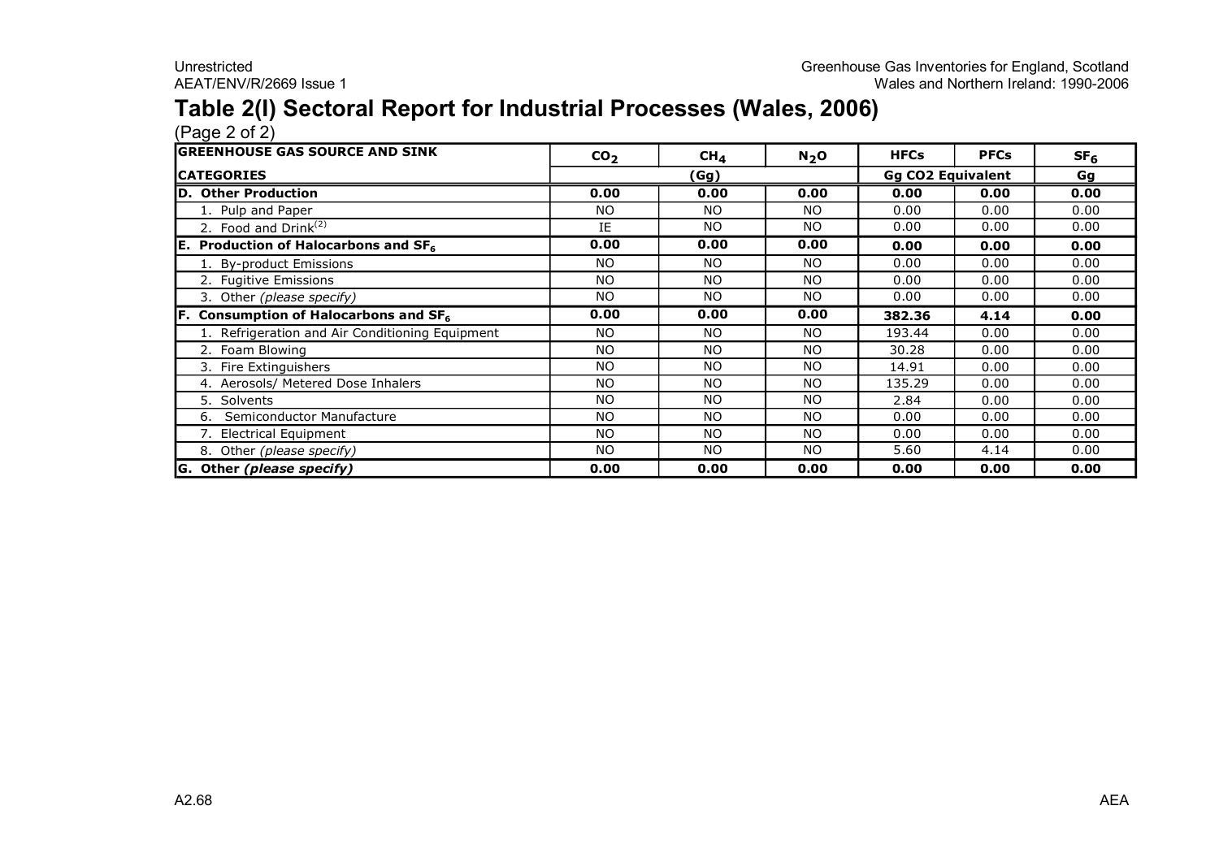# Table 2(I) Sectoral Report for Industrial Processes (Wales, 2006)

(Page 2 of 2)

| GREENHOUSE GAS SOURCE AND SINK | $CO_2$ | $CH_4$ | $N_2O$ | HFCs | PFCs | $SF_6$ |
|---|---|---|---|---|---|---|
| **CATEGORIES** | (Gg) | | | Gg CO2 Equivalent | | Gg |
| **D. Other Production** | **0.00** | **0.00** | **0.00** | **0.00** | **0.00** | **0.00** |
| 1. Pulp and Paper | NO | NO | NO | 0.00 | 0.00 | 0.00 |
| 2. Food and Drink[(2)] | IE | NO | NO | 0.00 | 0.00 | 0.00 |
| **E. Production of Halocarbons and $SF_6$** | **0.00** | **0.00** | **0.00** | **0.00** | **0.00** | **0.00** |
| 1. By-product Emissions | NO | NO | NO | 0.00 | 0.00 | 0.00 |
| 2. Fugitive Emissions | NO | NO | NO | 0.00 | 0.00 | 0.00 |
| 3. Other *(please specify)* | NO | NO | NO | 0.00 | 0.00 | 0.00 |
| **F. Consumption of Halocarbons and $SF_6$** | **0.00** | **0.00** | **0.00** | **382.36** | **4.14** | **0.00** |
| 1. Refrigeration and Air Conditioning Equipment | NO | NO | NO | 193.44 | 0.00 | 0.00 |
| 2. Foam Blowing | NO | NO | NO | 30.28 | 0.00 | 0.00 |
| 3. Fire Extinguishers | NO | NO | NO | 14.91 | 0.00 | 0.00 |
| 4. Aerosols/ Metered Dose Inhalers | NO | NO | NO | 135.29 | 0.00 | 0.00 |
| 5. Solvents | NO | NO | NO | 2.84 | 0.00 | 0.00 |
| 6. Semiconductor Manufacture | NO | NO | NO | 0.00 | 0.00 | 0.00 |
| 7. Electrical Equipment | NO | NO | NO | 0.00 | 0.00 | 0.00 |
| 8. Other *(please specify)* | NO | NO | NO | 5.60 | 4.14 | 0.00 |
| **G. Other *(please specify)*** | **0.00** | **0.00** | **0.00** | **0.00** | **0.00** | **0.00** |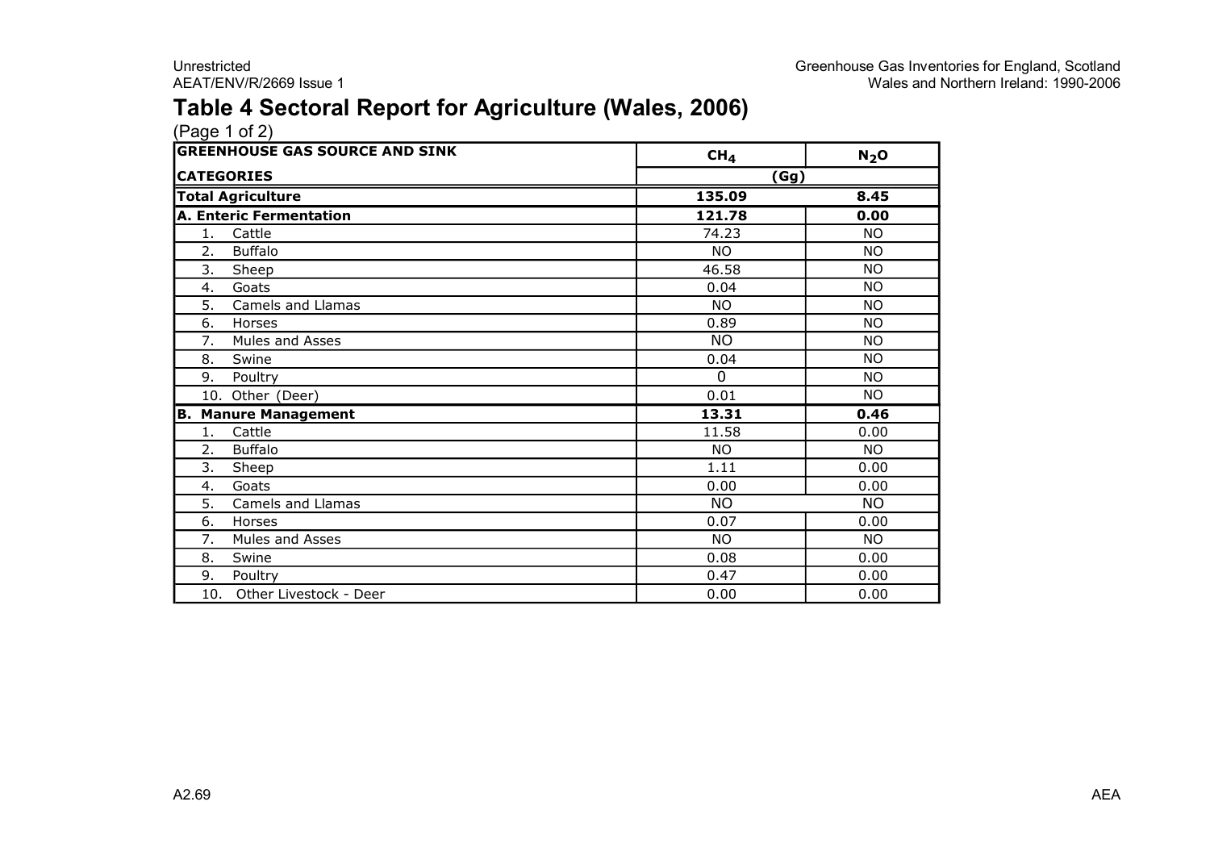# Table 4 Sectoral Report for Agriculture (Wales, 2006)

(Page 1 of 2)

| GREENHOUSE GAS SOURCE AND SINK CATEGORIES | $CH_4$ | $N_2O$ |
|---|---|---|
| | (Gg) | |
| **Total Agriculture** | **135.09** | **8.45** |
| **A. Enteric Fermentation** | **121.78** | **0.00** |
| 1. Cattle | 74.23 | NO |
| 2. Buffalo | NO | NO |
| 3. Sheep | 46.58 | NO |
| 4. Goats | 0.04 | NO |
| 5. Camels and Llamas | NO | NO |
| 6. Horses | 0.89 | NO |
| 7. Mules and Asses | NO | NO |
| 8. Swine | 0.04 | NO |
| 9. Poultry | 0 | NO |
| 10. Other (Deer) | 0.01 | NO |
| **B. Manure Management** | **13.31** | **0.46** |
| 1. Cattle | 11.58 | 0.00 |
| 2. Buffalo | NO | NO |
| 3. Sheep | 1.11 | 0.00 |
| 4. Goats | 0.00 | 0.00 |
| 5. Camels and Llamas | NO | NO |
| 6. Horses | 0.07 | 0.00 |
| 7. Mules and Asses | NO | NO |
| 8. Swine | 0.08 | 0.00 |
| 9. Poultry | 0.47 | 0.00 |
| 10. Other Livestock - Deer | 0.00 | 0.00 |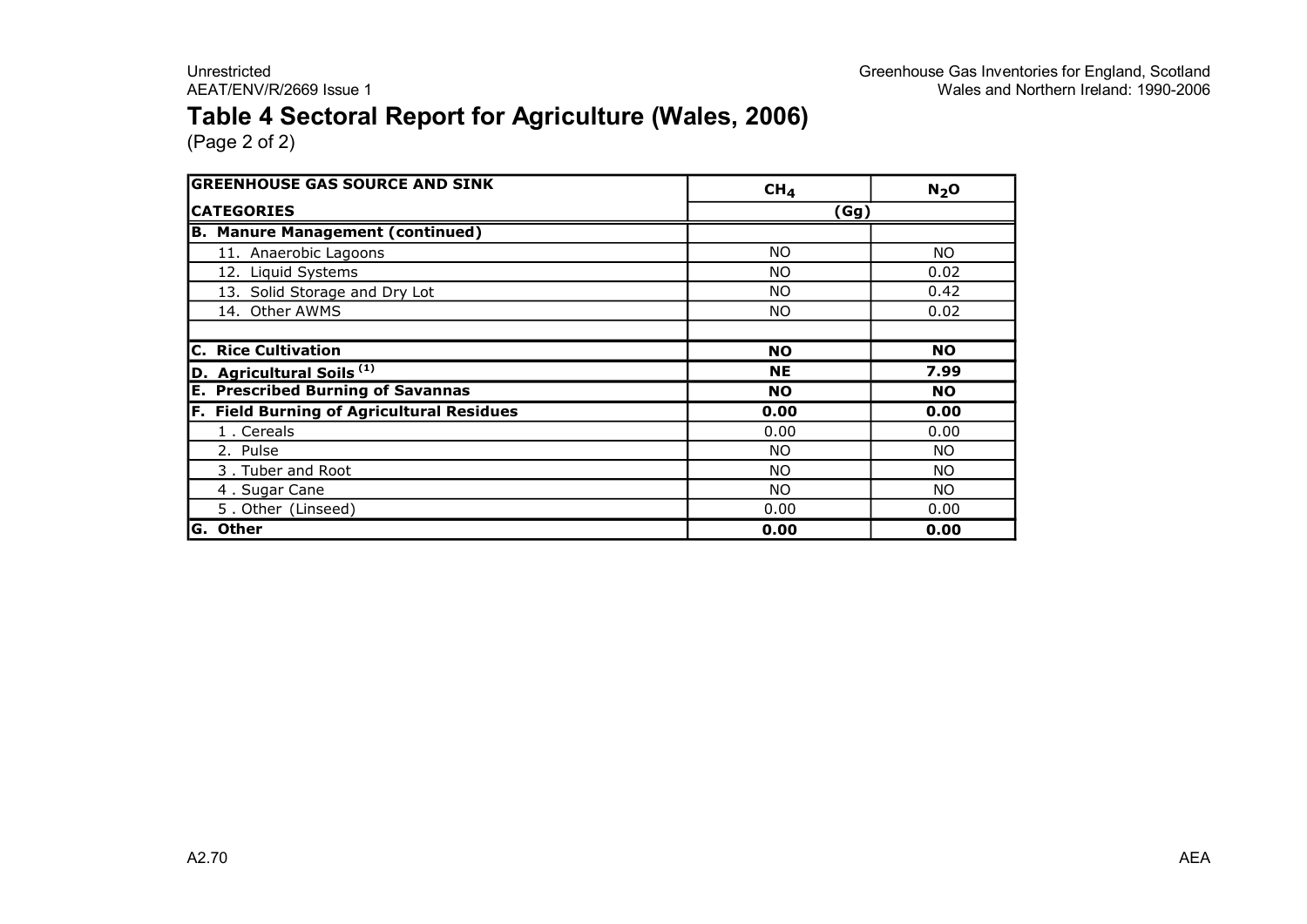# Table 4 Sectoral Report for Agriculture (Wales, 2006)

(Page 2 of 2)

| GREENHOUSE GAS SOURCE AND SINK CATEGORIES | $CH_4$ | $N_2O$ |
|---|---|---|
| | (Gg) | |
| **B. Manure Management (continued)** | | |
| 11. Anaerobic Lagoons | NO | NO |
| 12. Liquid Systems | NO | 0.02 |
| 13. Solid Storage and Dry Lot | NO | 0.42 |
| 14. Other AWMS | NO | 0.02 |
| | | |
| **C. Rice Cultivation** | **NO** | **NO** |
| **D. Agricultural Soils (1)** | **NE** | **7.99** |
| **E. Prescribed Burning of Savannas** | **NO** | **NO** |
| **F. Field Burning of Agricultural Residues** | **0.00** | **0.00** |
| 1 . Cereals | 0.00 | 0.00 |
| 2. Pulse | NO | NO |
| 3 . Tuber and Root | NO | NO |
| 4 . Sugar Cane | NO | NO |
| 5 . Other (Linseed) | 0.00 | 0.00 |
| **G. Other** | **0.00** | **0.00** |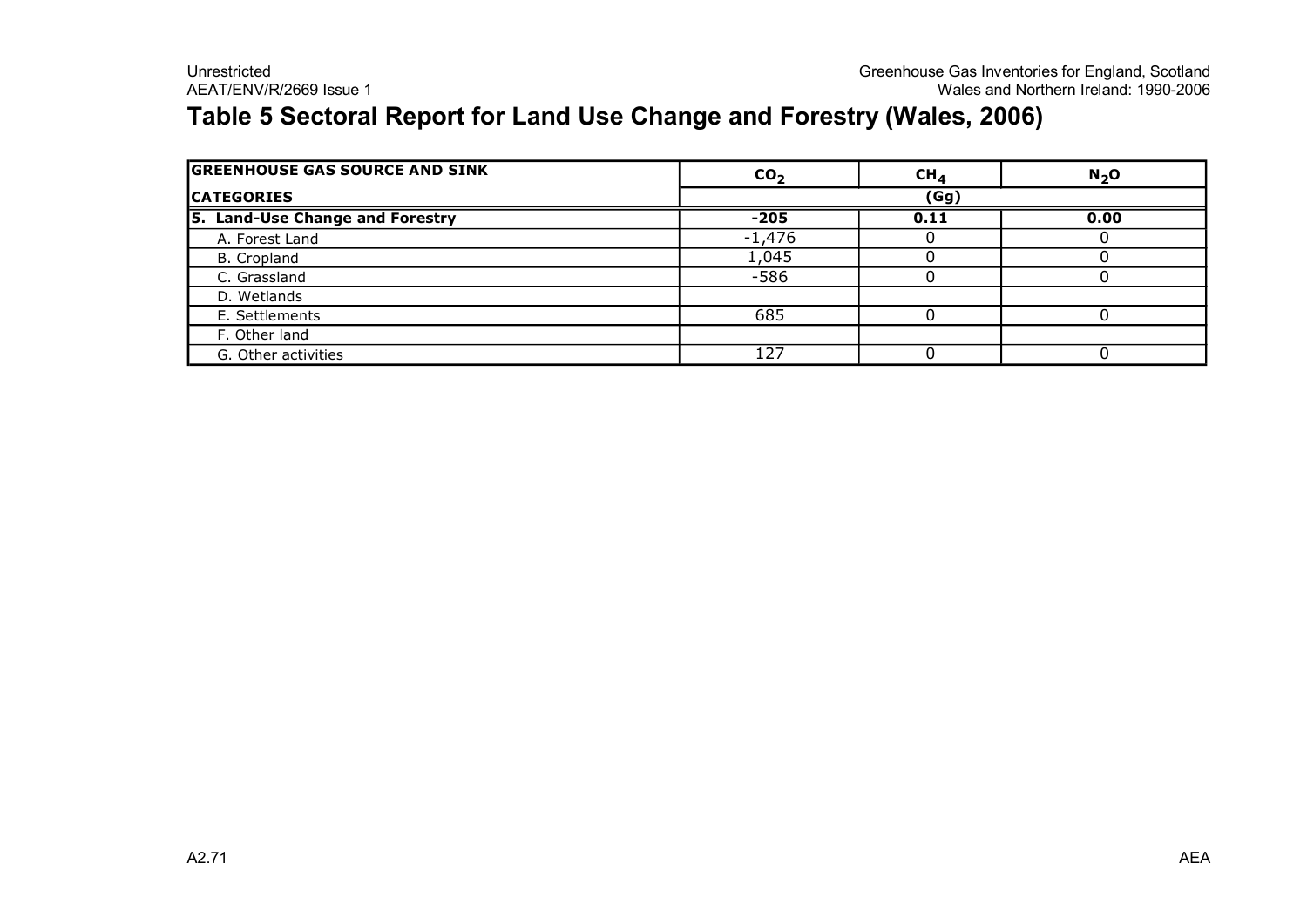# Table 5 Sectoral Report for Land Use Change and Forestry (Wales, 2006)

| GREENHOUSE GAS SOURCE AND SINK CATEGORIES | $CO_2$ | $CH_4$ | $N_2O$ |
|---|---|---|---|
| | (Gg) | | |
| **5. Land-Use Change and Forestry** | **-205** | **0.11** | **0.00** |
| A. Forest Land | -1,476 | 0 | 0 |
| B. Cropland | 1,045 | 0 | 0 |
| C. Grassland | -586 | 0 | 0 |
| D. Wetlands | | | |
| E. Settlements | 685 | 0 | 0 |
| F. Other land | | | |
| G. Other activities | 127 | 0 | 0 |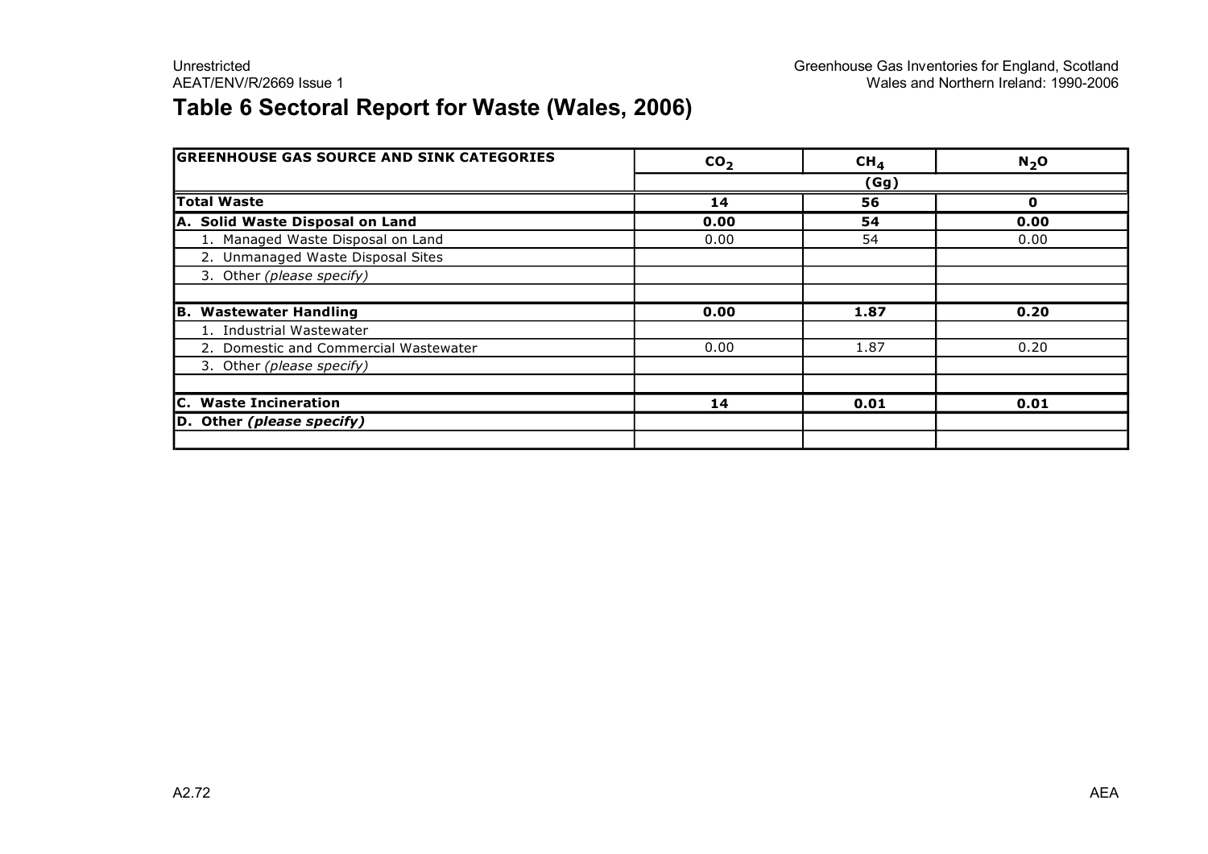## Table 6 Sectoral Report for Waste (Wales, 2006)

| GREENHOUSE GAS SOURCE AND SINK CATEGORIES | $CO_2$ | $CH_4$ | $N_2O$ |
|---|---|---|---|
| | | (Gg) | |
| **Total Waste** | **14** | **56** | **0** |
| **A. Solid Waste Disposal on Land** | **0.00** | **54** | **0.00** |
| 1. Managed Waste Disposal on Land | 0.00 | 54 | 0.00 |
| 2. Unmanaged Waste Disposal Sites | | | |
| 3. Other *(please specify)* | | | |
| | | | |
| **B. Wastewater Handling** | **0.00** | **1.87** | **0.20** |
| 1. Industrial Wastewater | | | |
| 2. Domestic and Commercial Wastewater | 0.00 | 1.87 | 0.20 |
| 3. Other *(please specify)* | | | |
| | | | |
| **C. Waste Incineration** | **14** | **0.01** | **0.01** |
| **D. Other *(please specify)*** | | | |
| | | | |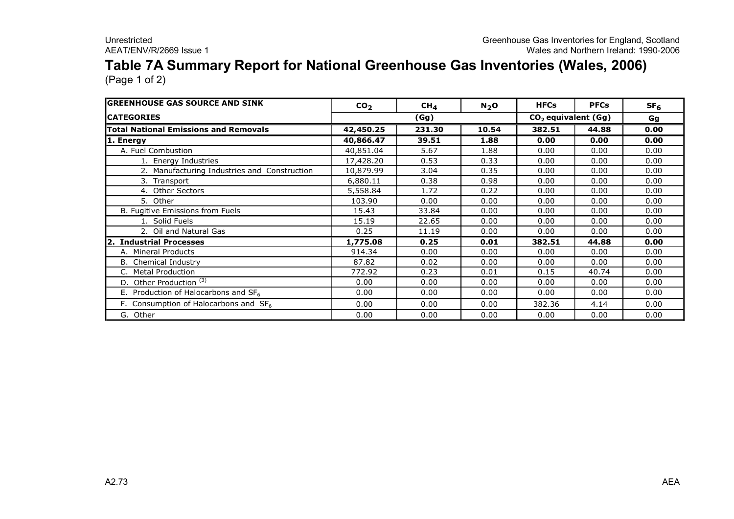# Table 7A Summary Report for National Greenhouse Gas Inventories (Wales, 2006)

(Page 1 of 2)

| GREENHOUSE GAS SOURCE AND SINK | $CO_2$ | $CH_4$ | $N_2O$ | HFCs | PFCs | $SF_6$ |
|---|---|---|---|---|---|---|
| CATEGORIES | (Gg) | | | $CO_2$ equivalent (Gg) | | Gg |
| **Total National Emissions and Removals** | **42,450.25** | **231.30** | **10.54** | **382.51** | **44.88** | **0.00** |
| **1. Energy** | **40,866.47** | **39.51** | **1.88** | **0.00** | **0.00** | **0.00** |
| A. Fuel Combustion | 40,851.04 | 5.67 | 1.88 | 0.00 | 0.00 | 0.00 |
| 1. Energy Industries | 17,428.20 | 0.53 | 0.33 | 0.00 | 0.00 | 0.00 |
| 2. Manufacturing Industries and Construction | 10,879.99 | 3.04 | 0.35 | 0.00 | 0.00 | 0.00 |
| 3. Transport | 6,880.11 | 0.38 | 0.98 | 0.00 | 0.00 | 0.00 |
| 4. Other Sectors | 5,558.84 | 1.72 | 0.22 | 0.00 | 0.00 | 0.00 |
| 5. Other | 103.90 | 0.00 | 0.00 | 0.00 | 0.00 | 0.00 |
| B. Fugitive Emissions from Fuels | 15.43 | 33.84 | 0.00 | 0.00 | 0.00 | 0.00 |
| 1. Solid Fuels | 15.19 | 22.65 | 0.00 | 0.00 | 0.00 | 0.00 |
| 2. Oil and Natural Gas | 0.25 | 11.19 | 0.00 | 0.00 | 0.00 | 0.00 |
| **2. Industrial Processes** | **1,775.08** | **0.25** | **0.01** | **382.51** | **44.88** | **0.00** |
| A. Mineral Products | 914.34 | 0.00 | 0.00 | 0.00 | 0.00 | 0.00 |
| B. Chemical Industry | 87.82 | 0.02 | 0.00 | 0.00 | 0.00 | 0.00 |
| C. Metal Production | 772.92 | 0.23 | 0.01 | 0.15 | 40.74 | 0.00 |
| D. Other Production [(3)] | 0.00 | 0.00 | 0.00 | 0.00 | 0.00 | 0.00 |
| E. Production of Halocarbons and $SF_6$ | 0.00 | 0.00 | 0.00 | 0.00 | 0.00 | 0.00 |
| F. Consumption of Halocarbons and $SF_6$ | 0.00 | 0.00 | 0.00 | 382.36 | 4.14 | 0.00 |
| G. Other | 0.00 | 0.00 | 0.00 | 0.00 | 0.00 | 0.00 |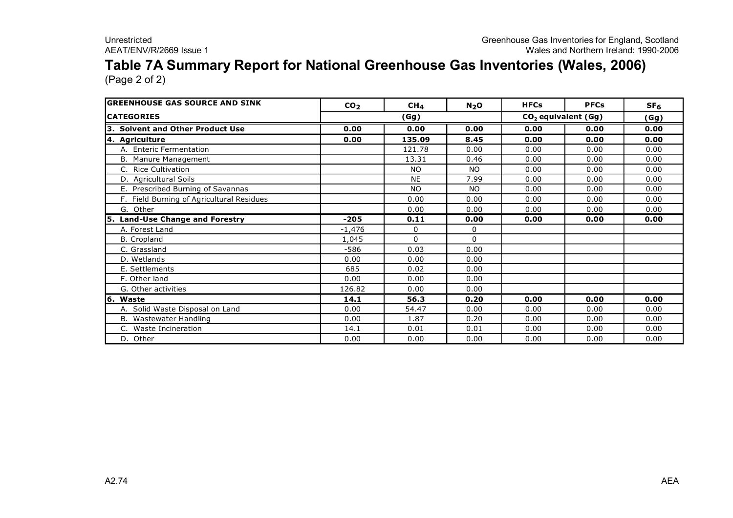# Table 7A Summary Report for National Greenhouse Gas Inventories (Wales, 2006)

(Page 2 of 2)

| GREENHOUSE GAS SOURCE AND SINK | $CO_2$ | $CH_4$ | $N_2O$ | HFCs | PFCs | $SF_6$ |
|---|---|---|---|---|---|---|
| CATEGORIES | (Gg) | | | $CO_2$ equivalent (Gg) | | (Gg) |
| **3. Solvent and Other Product Use** | **0.00** | **0.00** | **0.00** | **0.00** | **0.00** | **0.00** |
| **4. Agriculture** | **0.00** | **135.09** | **8.45** | **0.00** | **0.00** | **0.00** |
| A. Enteric Fermentation | | 121.78 | 0.00 | 0.00 | 0.00 | 0.00 |
| B. Manure Management | | 13.31 | 0.46 | 0.00 | 0.00 | 0.00 |
| C. Rice Cultivation | | NO | NO | 0.00 | 0.00 | 0.00 |
| D. Agricultural Soils | | NE | 7.99 | 0.00 | 0.00 | 0.00 |
| E. Prescribed Burning of Savannas | | NO | NO | 0.00 | 0.00 | 0.00 |
| F. Field Burning of Agricultural Residues | | 0.00 | 0.00 | 0.00 | 0.00 | 0.00 |
| G. Other | | 0.00 | 0.00 | 0.00 | 0.00 | 0.00 |
| **5. Land-Use Change and Forestry** | **-205** | **0.11** | **0.00** | **0.00** | **0.00** | **0.00** |
| A. Forest Land | -1,476 | 0 | 0 | | | |
| B. Cropland | 1,045 | 0 | 0 | | | |
| C. Grassland | -586 | 0.03 | 0.00 | | | |
| D. Wetlands | 0.00 | 0.00 | 0.00 | | | |
| E. Settlements | 685 | 0.02 | 0.00 | | | |
| F. Other land | 0.00 | 0.00 | 0.00 | | | |
| G. Other activities | 126.82 | 0.00 | 0.00 | | | |
| **6. Waste** | **14.1** | **56.3** | **0.20** | **0.00** | **0.00** | **0.00** |
| A. Solid Waste Disposal on Land | 0.00 | 54.47 | 0.00 | 0.00 | 0.00 | 0.00 |
| B. Wastewater Handling | 0.00 | 1.87 | 0.20 | 0.00 | 0.00 | 0.00 |
| C. Waste Incineration | 14.1 | 0.01 | 0.01 | 0.00 | 0.00 | 0.00 |
| D. Other | 0.00 | 0.00 | 0.00 | 0.00 | 0.00 | 0.00 |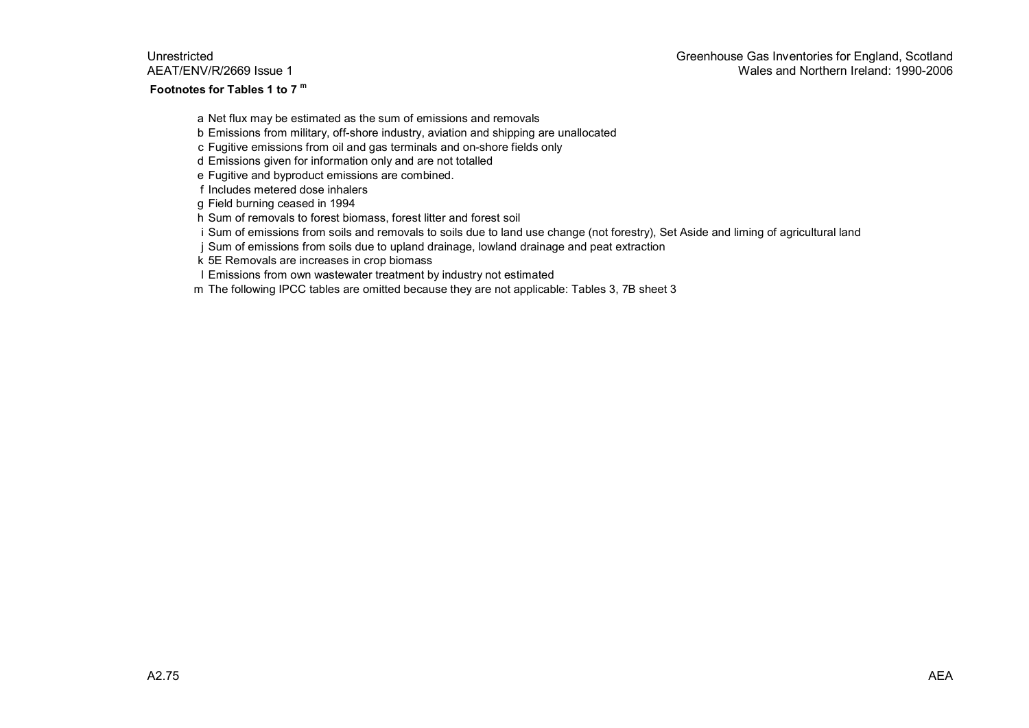**Footnotes for Tables 1 to 7 [m]**

a Net flux may be estimated as the sum of emissions and removals
b Emissions from military, off-shore industry, aviation and shipping are unallocated
c Fugitive emissions from oil and gas terminals and on-shore fields only
d Emissions given for information only and are not totalled
e Fugitive and byproduct emissions are combined.
f Includes metered dose inhalers
g Field burning ceased in 1994
h Sum of removals to forest biomass, forest litter and forest soil
i Sum of emissions from soils and removals to soils due to land use change (not forestry), Set Aside and liming of agricultural land
j Sum of emissions from soils due to upland drainage, lowland drainage and peat extraction
k 5E Removals are increases in crop biomass
l Emissions from own wastewater treatment by industry not estimated
m The following IPCC tables are omitted because they are not applicable: Tables 3, 7B sheet 3